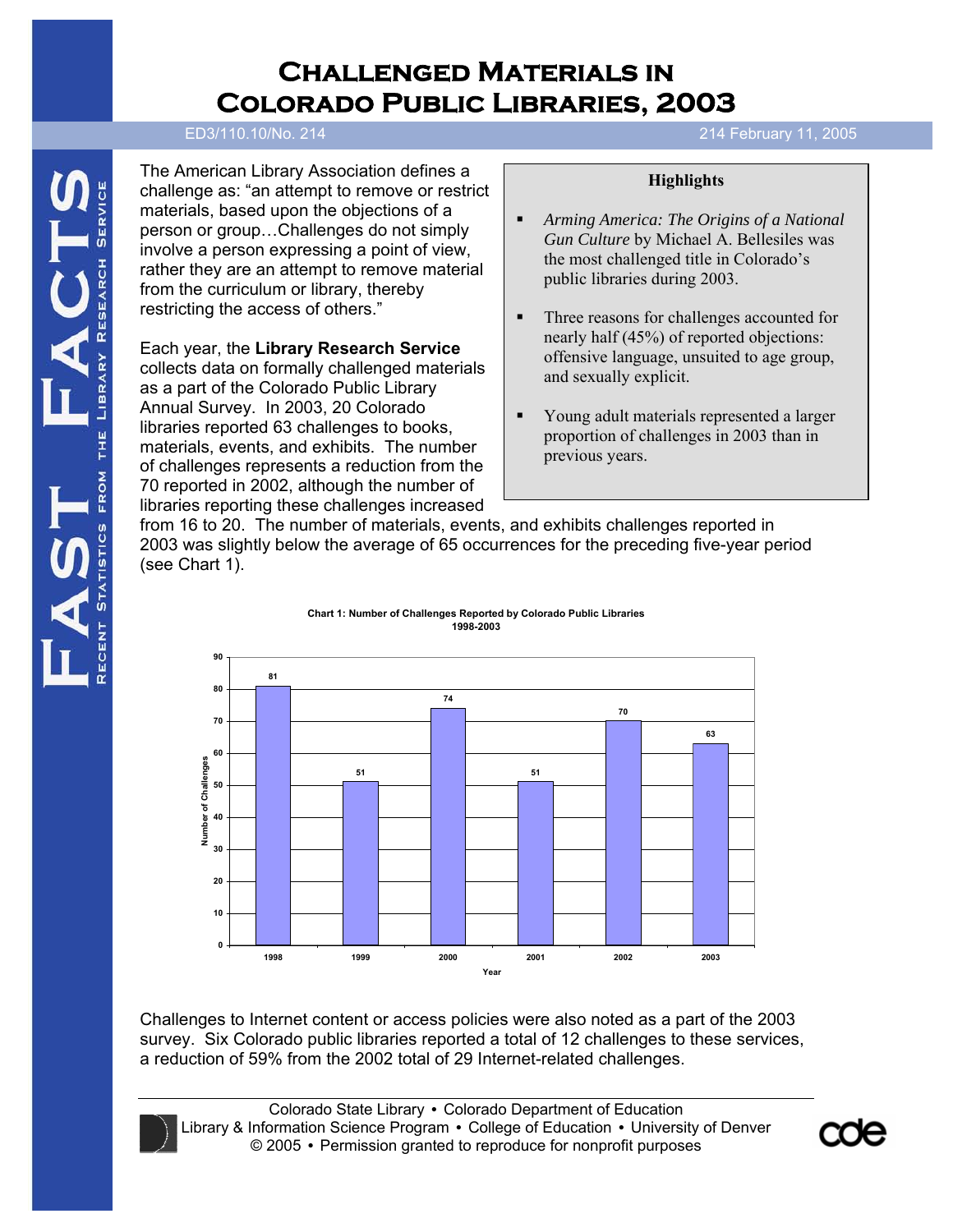# Challenged Materials in Colorado Public Libraries, 2003

ED3/110.10/No. 214 — 214 February 11, 2005

The American Library Association defines a challenge as: "an attempt to remove or restrict materials, based upon the objections of a person or group…Challenges do not simply involve a person expressing a point of view, rather they are an attempt to remove material from the curriculum or library, thereby restricting the access of others."

Each year, the **Library Research Service** collects data on formally challenged materials as a part of the Colorado Public Library Annual Survey. In 2003, 20 Colorado libraries reported 63 challenges to books, materials, events, and exhibits. The number of challenges represents a reduction from the 70 reported in 2002, although the number of libraries reporting these challenges increased from 16 to 20. The number of materials, events, and exhibits challenges reported in 2003 was slightly below the average of 65 occurrences for the preceding five-year period (see Chart 1).

**Highlights**

- *Arming America: The Origins of a National Gun Culture* by Michael A. Bellesiles was the most challenged title in Colorado's public libraries during 2003.
- Three reasons for challenges accounted for nearly half (45%) of reported objections: offensive language, unsuited to age group, and sexually explicit.
- Young adult materials represented a larger proportion of challenges in 2003 than in previous years.

**Chart 1: Number of Challenges Reported by Colorado Public Libraries 1998-2003**

| Year | Number of Challenges |
|---|---|
| 1998 | 81 |
| 1999 | 51 |
| 2000 | 74 |
| 2001 | 51 |
| 2002 | 70 |
| 2003 | 63 |

Challenges to Internet content or access policies were also noted as a part of the 2003 survey. Six Colorado public libraries reported a total of 12 challenges to these services, a reduction of 59% from the 2002 total of 29 Internet-related challenges.

Colorado State Library • Colorado Department of Education
Library & Information Science Program • College of Education • University of Denver
© 2005 • Permission granted to reproduce for nonprofit purposes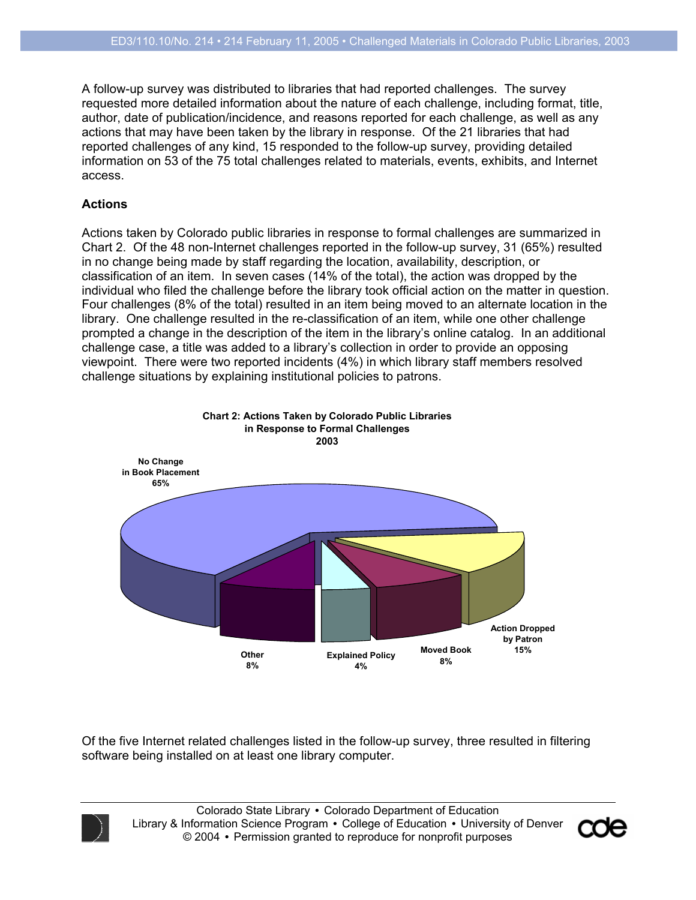A follow-up survey was distributed to libraries that had reported challenges. The survey requested more detailed information about the nature of each challenge, including format, title, author, date of publication/incidence, and reasons reported for each challenge, as well as any actions that may have been taken by the library in response. Of the 21 libraries that had reported challenges of any kind, 15 responded to the follow-up survey, providing detailed information on 53 of the 75 total challenges related to materials, events, exhibits, and Internet access.

## Actions

Actions taken by Colorado public libraries in response to formal challenges are summarized in Chart 2. Of the 48 non-Internet challenges reported in the follow-up survey, 31 (65%) resulted in no change being made by staff regarding the location, availability, description, or classification of an item. In seven cases (14% of the total), the action was dropped by the individual who filed the challenge before the library took official action on the matter in question. Four challenges (8% of the total) resulted in an item being moved to an alternate location in the library. One challenge resulted in the re-classification of an item, while one other challenge prompted a change in the description of the item in the library's online catalog. In an additional challenge case, a title was added to a library's collection in order to provide an opposing viewpoint. There were two reported incidents (4%) in which library staff members resolved challenge situations by explaining institutional policies to patrons.

**Chart 2: Actions Taken by Colorado Public Libraries in Response to Formal Challenges 2003**

| Action | Percent |
|---|---|
| No Change in Book Placement | 65% |
| Action Dropped by Patron | 15% |
| Moved Book | 8% |
| Explained Policy | 4% |
| Other | 8% |

Of the five Internet related challenges listed in the follow-up survey, three resulted in filtering software being installed on at least one library computer.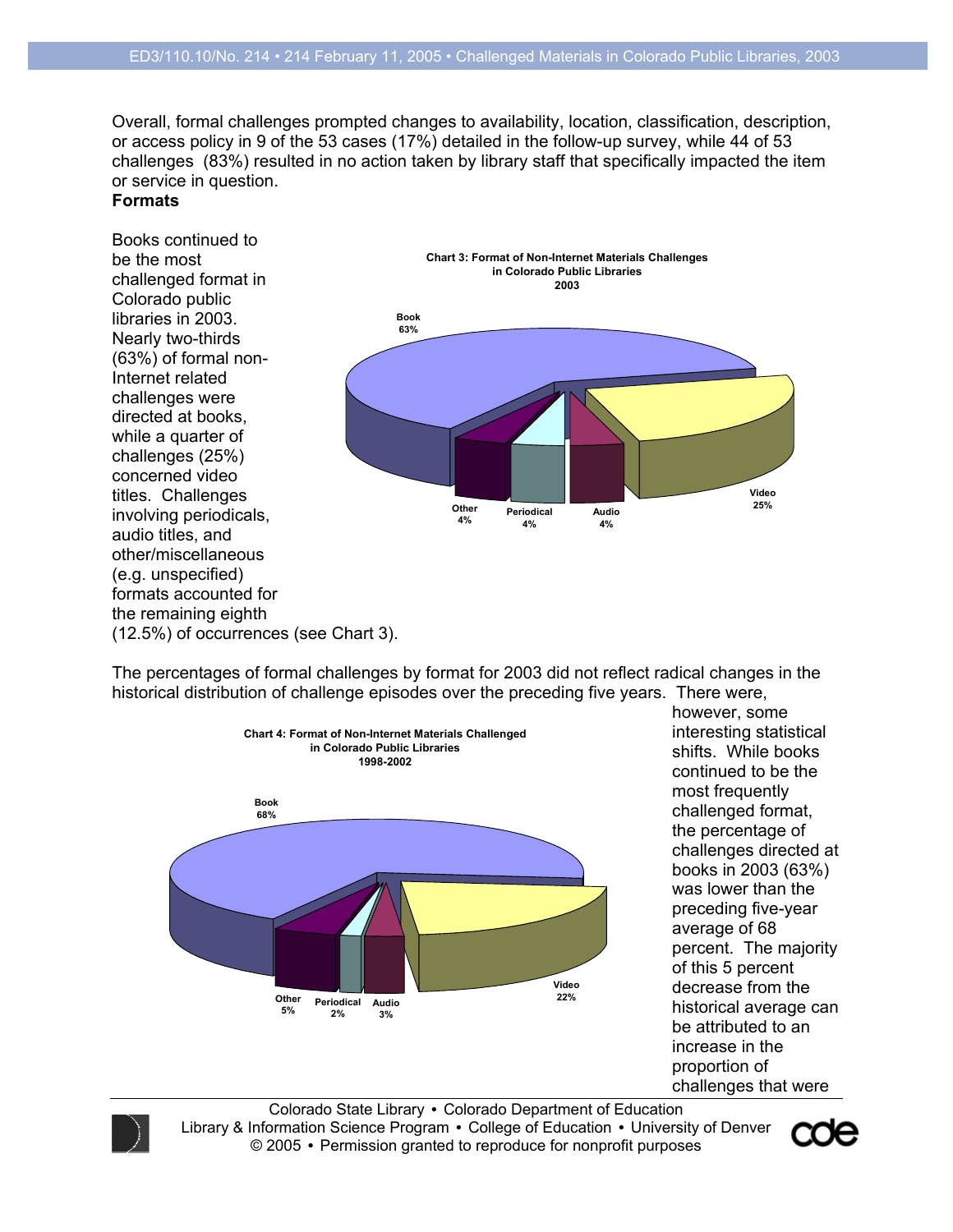Overall, formal challenges prompted changes to availability, location, classification, description, or access policy in 9 of the 53 cases (17%) detailed in the follow-up survey, while 44 of 53 challenges (83%) resulted in no action taken by library staff that specifically impacted the item or service in question.

**Formats**

Books continued to be the most challenged format in Colorado public libraries in 2003. Nearly two-thirds (63%) of formal non-Internet related challenges were directed at books, while a quarter of challenges (25%) concerned video titles. Challenges involving periodicals, audio titles, and other/miscellaneous (e.g. unspecified) formats accounted for the remaining eighth (12.5%) of occurrences (see Chart 3).

**Chart 3: Format of Non-Internet Materials Challenges in Colorado Public Libraries 2003**

| Format | Percent |
|---|---|
| Book | 63% |
| Video | 25% |
| Audio | 4% |
| Periodical | 4% |
| Other | 4% |

The percentages of formal challenges by format for 2003 did not reflect radical changes in the historical distribution of challenge episodes over the preceding five years. There were, however, some interesting statistical shifts. While books continued to be the most frequently challenged format, the percentage of challenges directed at books in 2003 (63%) was lower than the preceding five-year average of 68 percent. The majority of this 5 percent decrease from the historical average can be attributed to an increase in the proportion of challenges that were

**Chart 4: Format of Non-Internet Materials Challenged in Colorado Public Libraries 1998-2002**

| Format | Percent |
|---|---|
| Book | 68% |
| Video | 22% |
| Audio | 3% |
| Periodical | 2% |
| Other | 5% |

Colorado State Library • Colorado Department of Education
Library & Information Science Program • College of Education • University of Denver
© 2005 • Permission granted to reproduce for nonprofit purposes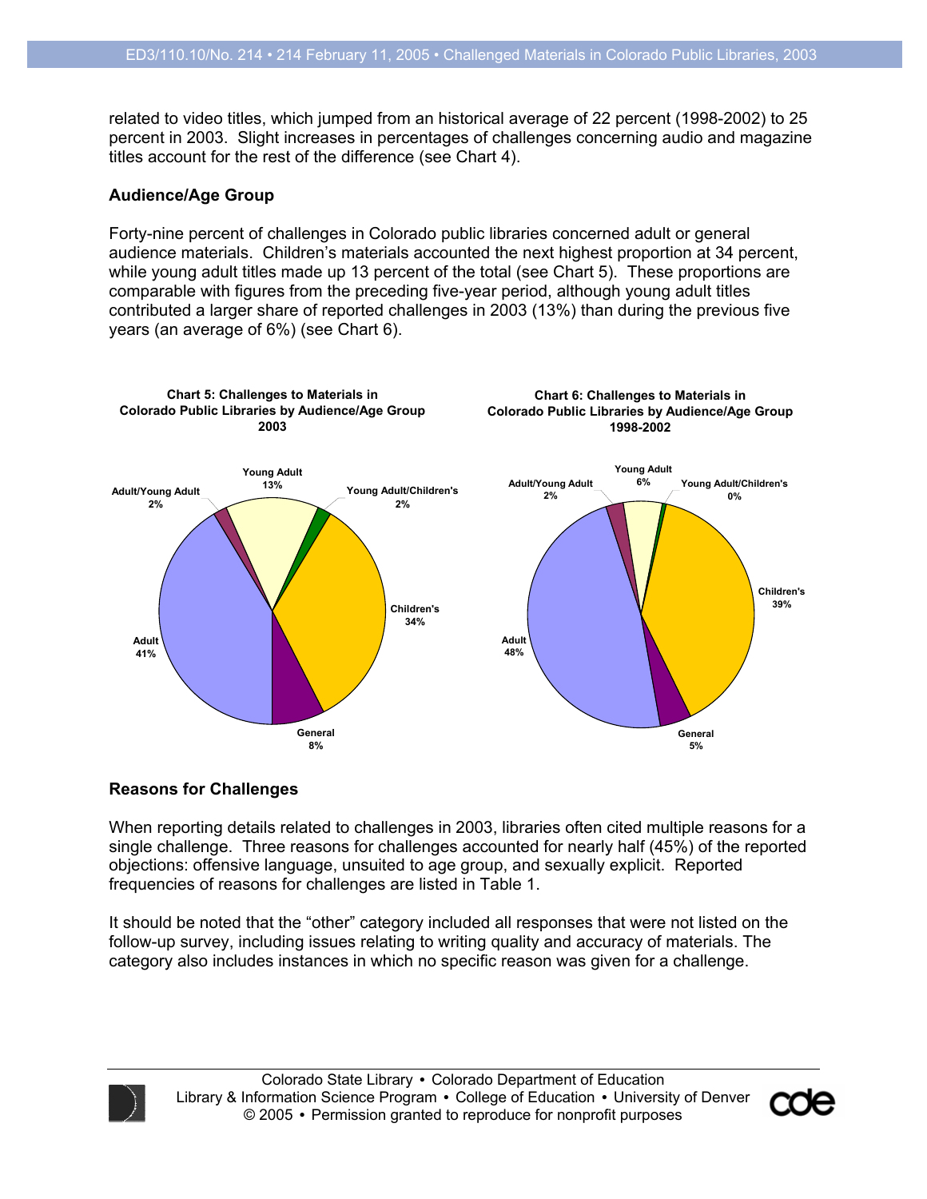related to video titles, which jumped from an historical average of 22 percent (1998-2002) to 25 percent in 2003. Slight increases in percentages of challenges concerning audio and magazine titles account for the rest of the difference (see Chart 4).

### Audience/Age Group

Forty-nine percent of challenges in Colorado public libraries concerned adult or general audience materials. Children's materials accounted the next highest proportion at 34 percent, while young adult titles made up 13 percent of the total (see Chart 5). These proportions are comparable with figures from the preceding five-year period, although young adult titles contributed a larger share of reported challenges in 2003 (13%) than during the previous five years (an average of 6%) (see Chart 6).

**Chart 5: Challenges to Materials in Colorado Public Libraries by Audience/Age Group 2003**

| Audience/Age Group | Percent |
|---|---|
| Adult | 41% |
| Children's | 34% |
| Young Adult | 13% |
| General | 8% |
| Adult/Young Adult | 2% |
| Young Adult/Children's | 2% |

**Chart 6: Challenges to Materials in Colorado Public Libraries by Audience/Age Group 1998-2002**

| Audience/Age Group | Percent |
|---|---|
| Adult | 48% |
| Children's | 39% |
| Young Adult | 6% |
| General | 5% |
| Adult/Young Adult | 2% |
| Young Adult/Children's | 0% |

### Reasons for Challenges

When reporting details related to challenges in 2003, libraries often cited multiple reasons for a single challenge. Three reasons for challenges accounted for nearly half (45%) of the reported objections: offensive language, unsuited to age group, and sexually explicit. Reported frequencies of reasons for challenges are listed in Table 1.

It should be noted that the "other" category included all responses that were not listed on the follow-up survey, including issues relating to writing quality and accuracy of materials. The category also includes instances in which no specific reason was given for a challenge.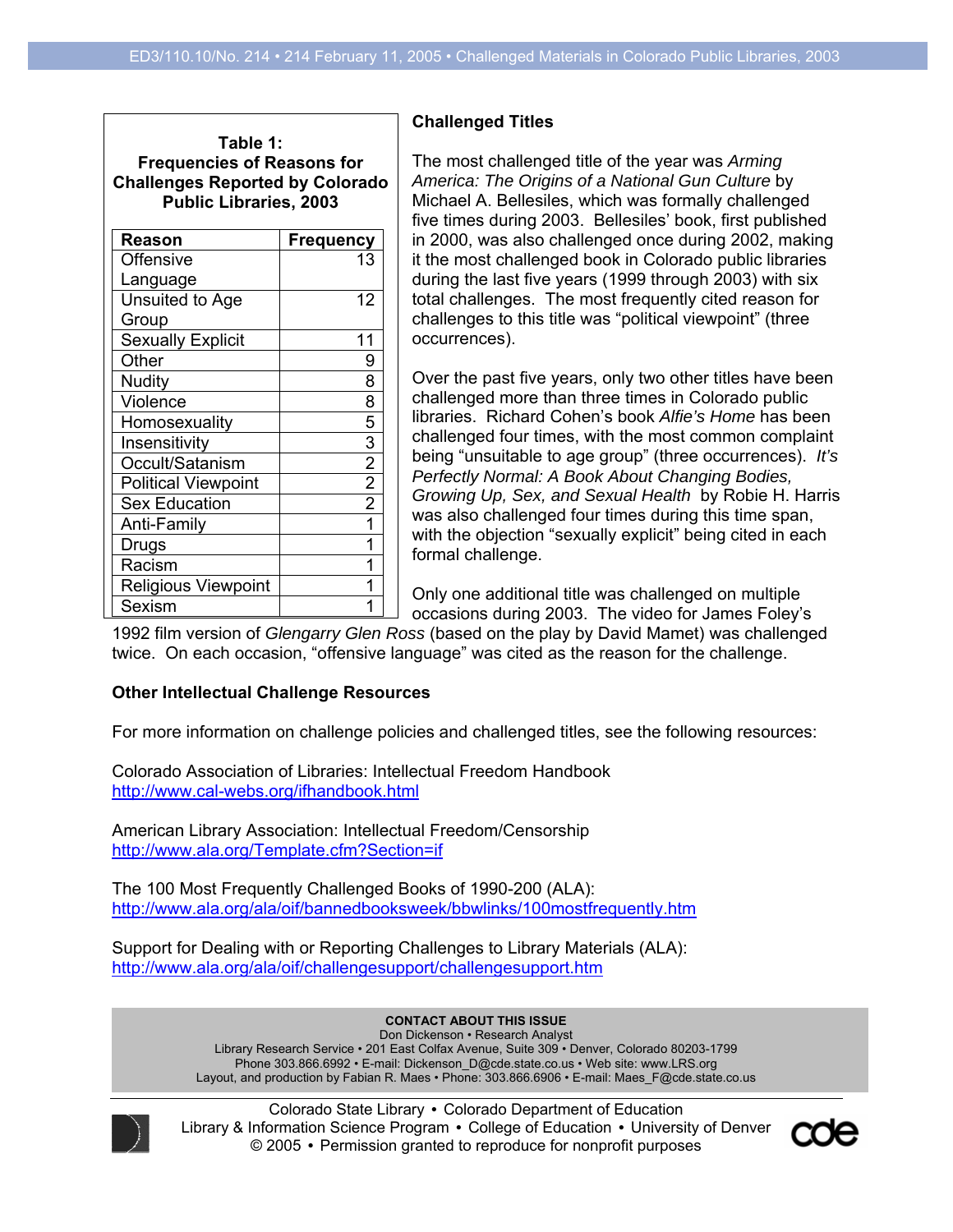**Table 1: Frequencies of Reasons for Challenges Reported by Colorado Public Libraries, 2003**

| Reason | Frequency |
|---|---|
| Offensive Language | 13 |
| Unsuited to Age Group | 12 |
| Sexually Explicit | 11 |
| Other | 9 |
| Nudity | 8 |
| Violence | 8 |
| Homosexuality | 5 |
| Insensitivity | 3 |
| Occult/Satanism | 2 |
| Political Viewpoint | 2 |
| Sex Education | 2 |
| Anti-Family | 1 |
| Drugs | 1 |
| Racism | 1 |
| Religious Viewpoint | 1 |
| Sexism | 1 |

### Challenged Titles

The most challenged title of the year was *Arming America: The Origins of a National Gun Culture* by Michael A. Bellesiles, which was formally challenged five times during 2003. Bellesiles' book, first published in 2000, was also challenged once during 2002, making it the most challenged book in Colorado public libraries during the last five years (1999 through 2003) with six total challenges. The most frequently cited reason for challenges to this title was "political viewpoint" (three occurrences).

Over the past five years, only two other titles have been challenged more than three times in Colorado public libraries. Richard Cohen's book *Alfie's Home* has been challenged four times, with the most common complaint being "unsuitable to age group" (three occurrences). *It's Perfectly Normal: A Book About Changing Bodies, Growing Up, Sex, and Sexual Health* by Robie H. Harris was also challenged four times during this time span, with the objection "sexually explicit" being cited in each formal challenge.

Only one additional title was challenged on multiple occasions during 2003. The video for James Foley's 1992 film version of *Glengarry Glen Ross* (based on the play by David Mamet) was challenged twice. On each occasion, "offensive language" was cited as the reason for the challenge.

### Other Intellectual Challenge Resources

For more information on challenge policies and challenged titles, see the following resources:

Colorado Association of Libraries: Intellectual Freedom Handbook
http://www.cal-webs.org/ifhandbook.html

American Library Association: Intellectual Freedom/Censorship
http://www.ala.org/Template.cfm?Section=if

The 100 Most Frequently Challenged Books of 1990-200 (ALA):
http://www.ala.org/ala/oif/bannedbooksweek/bbwlinks/100mostfrequently.htm

Support for Dealing with or Reporting Challenges to Library Materials (ALA):
http://www.ala.org/ala/oif/challengesupport/challengesupport.htm

**CONTACT ABOUT THIS ISSUE**
Don Dickenson • Research Analyst
Library Research Service • 201 East Colfax Avenue, Suite 309 • Denver, Colorado 80203-1799
Phone 303.866.6992 • E-mail: Dickenson_D@cde.state.co.us • Web site: www.LRS.org
Layout, and production by Fabian R. Maes • Phone: 303.866.6906 • E-mail: Maes_F@cde.state.co.us

Colorado State Library • Colorado Department of Education
Library & Information Science Program • College of Education • University of Denver
© 2005 • Permission granted to reproduce for nonprofit purposes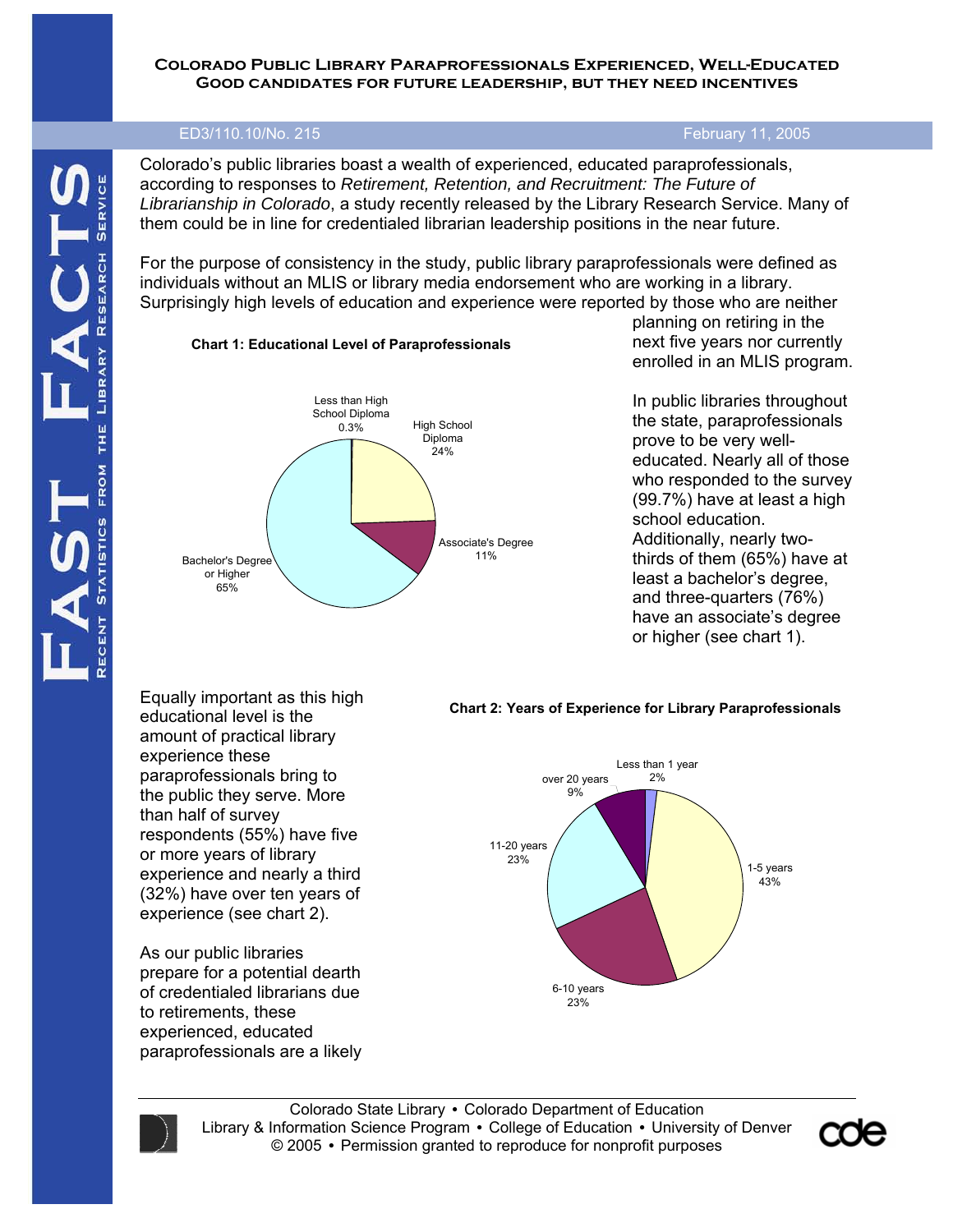# Colorado Public Library Paraprofessionals Experienced, Well-Educated

## Good candidates for future leadership, but they need incentives

ED3/110.10/No. 215 February 11, 2005

Colorado's public libraries boast a wealth of experienced, educated paraprofessionals, according to responses to *Retirement, Retention, and Recruitment: The Future of Librarianship in Colorado*, a study recently released by the Library Research Service. Many of them could be in line for credentialed librarian leadership positions in the near future.

For the purpose of consistency in the study, public library paraprofessionals were defined as individuals without an MLIS or library media endorsement who are working in a library. Surprisingly high levels of education and experience were reported by those who are neither planning on retiring in the next five years nor currently enrolled in an MLIS program.

**Chart 1: Educational Level of Paraprofessionals**

| Educational Level | Percent |
|---|---|
| Less than High School Diploma | 0.3% |
| High School Diploma | 24% |
| Associate's Degree | 11% |
| Bachelor's Degree or Higher | 65% |

In public libraries throughout the state, paraprofessionals prove to be very well-educated. Nearly all of those who responded to the survey (99.7%) have at least a high school education. Additionally, nearly two-thirds of them (65%) have at least a bachelor's degree, and three-quarters (76%) have an associate's degree or higher (see chart 1).

Equally important as this high educational level is the amount of practical library experience these paraprofessionals bring to the public they serve. More than half of survey respondents (55%) have five or more years of library experience and nearly a third (32%) have over ten years of experience (see chart 2).

**Chart 2: Years of Experience for Library Paraprofessionals**

| Years of Experience | Percent |
|---|---|
| Less than 1 year | 2% |
| 1-5 years | 43% |
| 6-10 years | 23% |
| 11-20 years | 23% |
| over 20 years | 9% |

As our public libraries prepare for a potential dearth of credentialed librarians due to retirements, these experienced, educated paraprofessionals are a likely

Colorado State Library • Colorado Department of Education
Library & Information Science Program • College of Education • University of Denver
© 2005 • Permission granted to reproduce for nonprofit purposes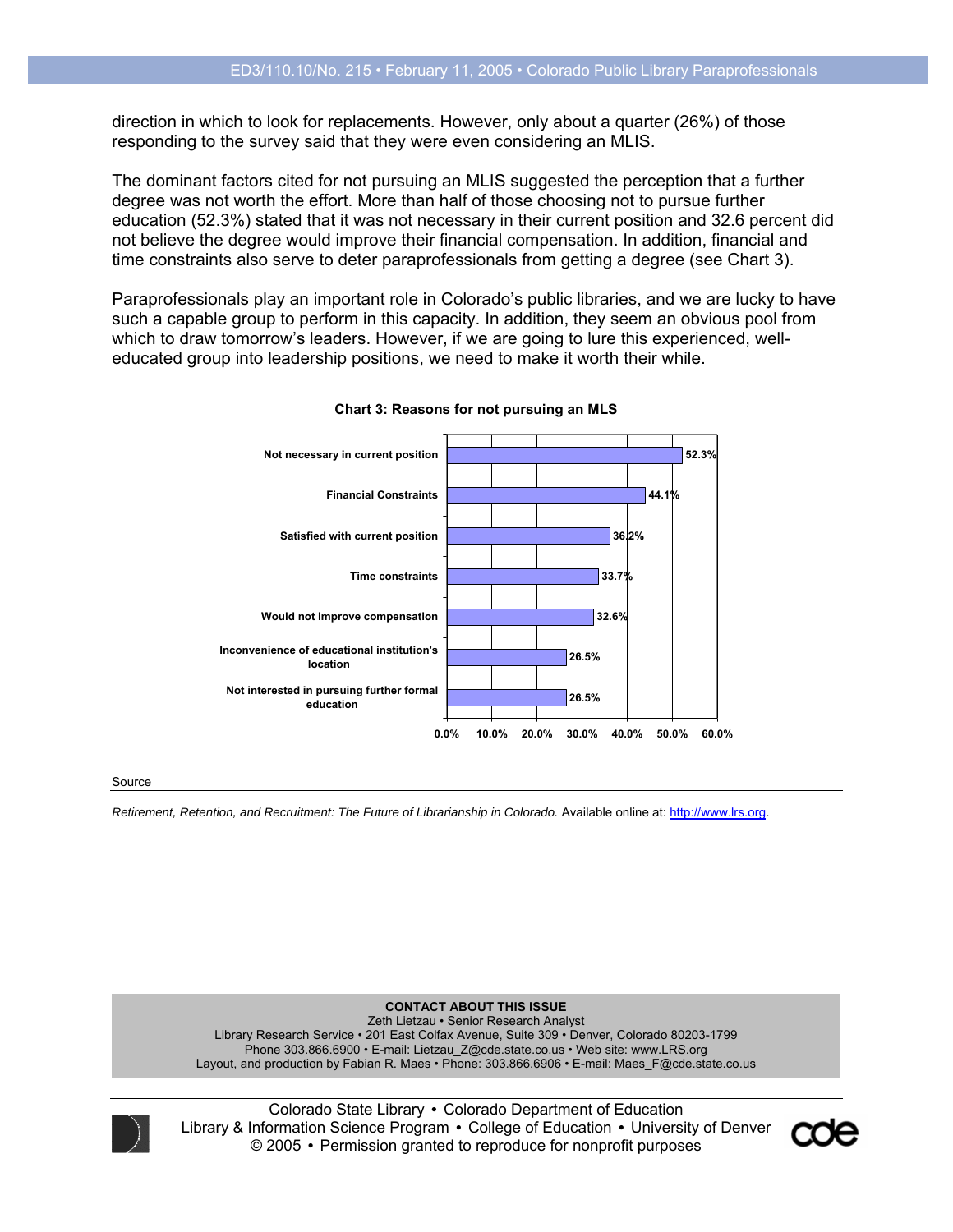direction in which to look for replacements. However, only about a quarter (26%) of those responding to the survey said that they were even considering an MLIS.

The dominant factors cited for not pursuing an MLIS suggested the perception that a further degree was not worth the effort. More than half of those choosing not to pursue further education (52.3%) stated that it was not necessary in their current position and 32.6 percent did not believe the degree would improve their financial compensation. In addition, financial and time constraints also serve to deter paraprofessionals from getting a degree (see Chart 3).

Paraprofessionals play an important role in Colorado's public libraries, and we are lucky to have such a capable group to perform in this capacity. In addition, they seem an obvious pool from which to draw tomorrow's leaders. However, if we are going to lure this experienced, well-educated group into leadership positions, we need to make it worth their while.

**Chart 3: Reasons for not pursuing an MLS**

| Reason | Percent |
|---|---|
| Not necessary in current position | 52.3% |
| Financial Constraints | 44.1% |
| Satisfied with current position | 36.2% |
| Time constraints | 33.7% |
| Would not improve compensation | 32.6% |
| Inconvenience of educational institution's location | 26.5% |
| Not interested in pursuing further formal education | 26.5% |

Source

*Retirement, Retention, and Recruitment: The Future of Librarianship in Colorado.* Available online at: http://www.lrs.org.

**CONTACT ABOUT THIS ISSUE**
Zeth Lietzau • Senior Research Analyst
Library Research Service • 201 East Colfax Avenue, Suite 309 • Denver, Colorado 80203-1799
Phone 303.866.6900 • E-mail: Lietzau_Z@cde.state.co.us • Web site: www.LRS.org
Layout, and production by Fabian R. Maes • Phone: 303.866.6906 • E-mail: Maes_F@cde.state.co.us

Colorado State Library • Colorado Department of Education
Library & Information Science Program • College of Education • University of Denver
© 2005 • Permission granted to reproduce for nonprofit purposes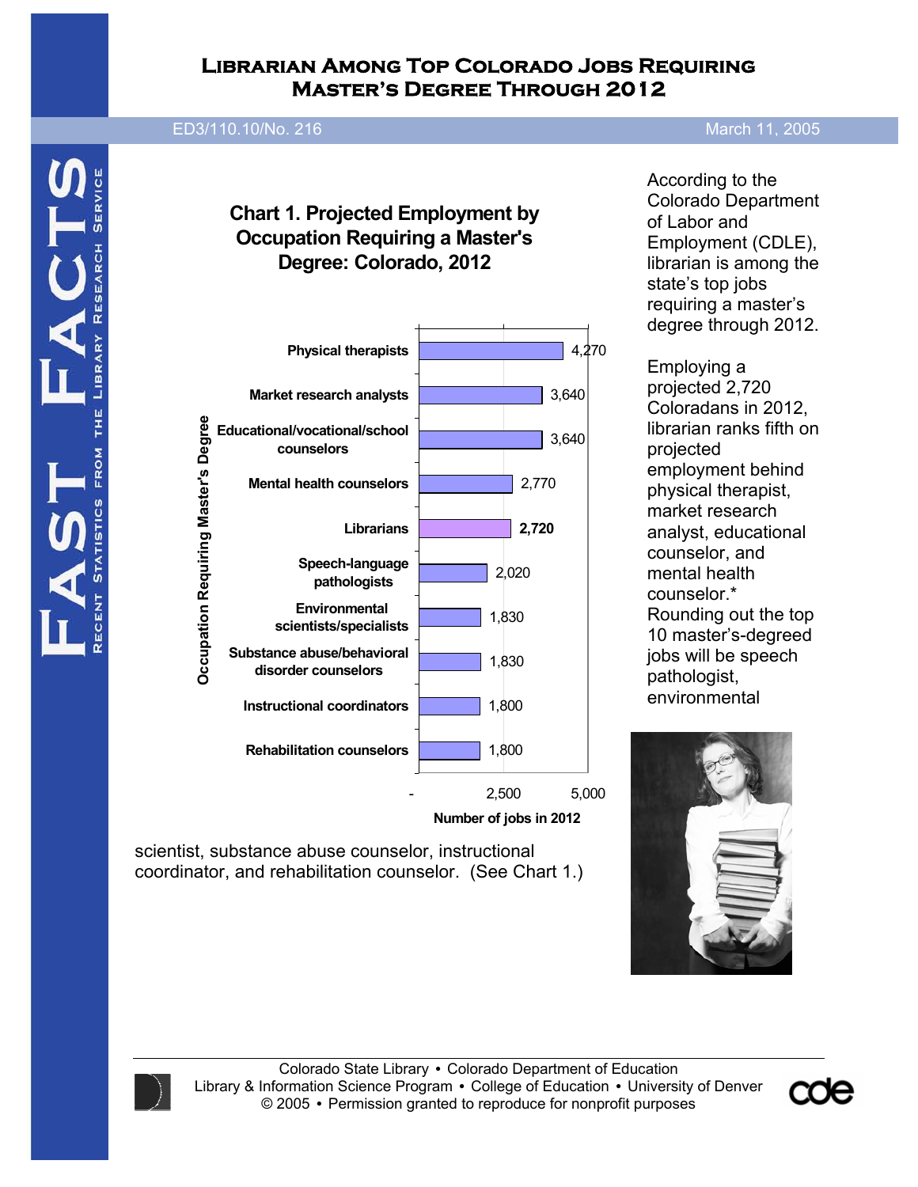# Librarian Among Top Colorado Jobs Requiring Master's Degree Through 2012

ED3/110.10/No. 216 — March 11, 2005

**Chart 1. Projected Employment by Occupation Requiring a Master's Degree: Colorado, 2012**

| Occupation Requiring Master's Degree | Number of jobs in 2012 |
|---|---|
| Physical therapists | 4,270 |
| Market research analysts | 3,640 |
| Educational/vocational/school counselors | 3,640 |
| Mental health counselors | 2,770 |
| Librarians | **2,720** |
| Speech-language pathologists | 2,020 |
| Environmental scientists/specialists | 1,830 |
| Substance abuse/behavioral disorder counselors | 1,830 |
| Instructional coordinators | 1,800 |
| Rehabilitation counselors | 1,800 |

According to the Colorado Department of Labor and Employment (CDLE), librarian is among the state's top jobs requiring a master's degree through 2012.

Employing a projected 2,720 Coloradans in 2012, librarian ranks fifth on projected employment behind physical therapist, market research analyst, educational counselor, and mental health counselor.* Rounding out the top 10 master's-degreed jobs will be speech pathologist, environmental scientist, substance abuse counselor, instructional coordinator, and rehabilitation counselor. (See Chart 1.)

Colorado State Library • Colorado Department of Education
Library & Information Science Program • College of Education • University of Denver
© 2005 • Permission granted to reproduce for nonprofit purposes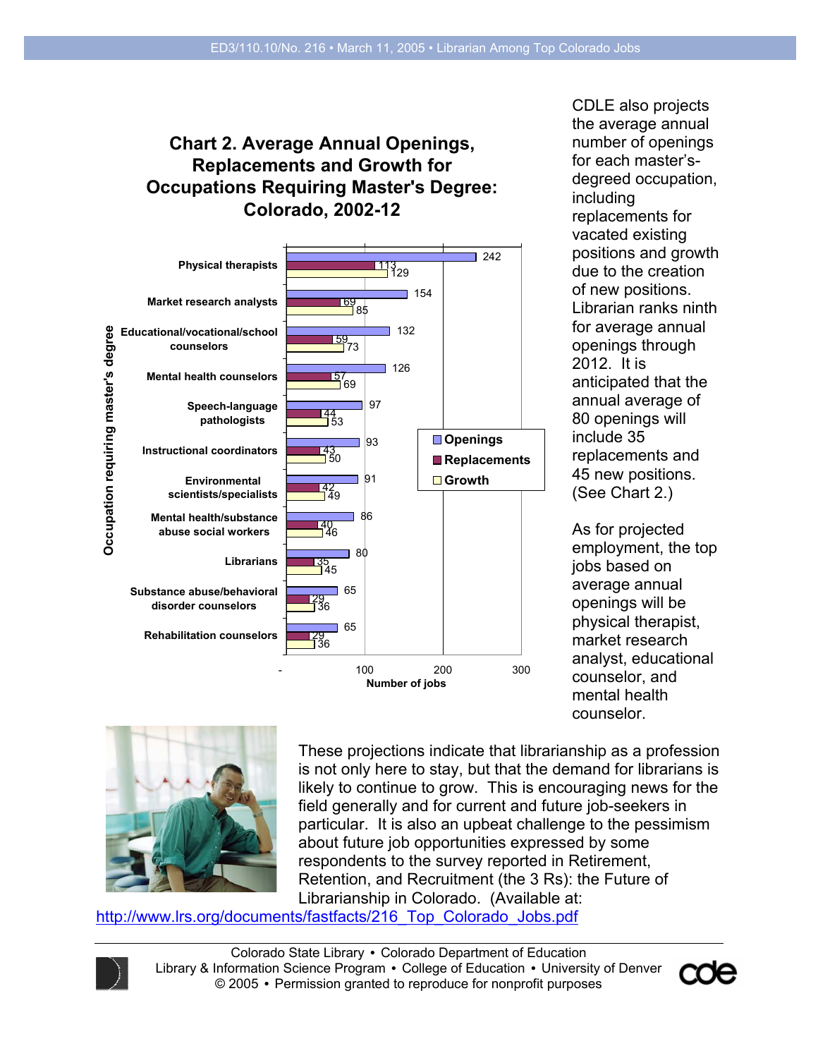## Chart 2. Average Annual Openings, Replacements and Growth for Occupations Requiring Master's Degree: Colorado, 2002-12

| Occupation requiring master's degree | Openings | Replacements | Growth |
|---|---|---|---|
| Physical therapists | 242 | 113 | 129 |
| Market research analysts | 154 | 69 | 85 |
| Educational/vocational/school counselors | 132 | 59 | 73 |
| Mental health counselors | 126 | 57 | 69 |
| Speech-language pathologists | 97 | 44 | 53 |
| Instructional coordinators | 93 | 43 | 50 |
| Environmental scientists/specialists | 91 | 42 | 49 |
| Mental health/substance abuse social workers | 86 | 40 | 46 |
| Librarians | 80 | 35 | 45 |
| Substance abuse/behavioral disorder counselors | 65 | 29 | 36 |
| Rehabilitation counselors | 65 | 29 | 36 |

Number of jobs

CDLE also projects the average annual number of openings for each master's-degreed occupation, including replacements for vacated existing positions and growth due to the creation of new positions. Librarian ranks ninth for average annual openings through 2012. It is anticipated that the annual average of 80 openings will include 35 replacements and 45 new positions. (See Chart 2.)

As for projected employment, the top jobs based on average annual openings will be physical therapist, market research analyst, educational counselor, and mental health counselor.

These projections indicate that librarianship as a profession is not only here to stay, but that the demand for librarians is likely to continue to grow. This is encouraging news for the field generally and for current and future job-seekers in particular. It is also an upbeat challenge to the pessimism about future job opportunities expressed by some respondents to the survey reported in Retirement, Retention, and Recruitment (the 3 Rs): the Future of Librarianship in Colorado. (Available at: http://www.lrs.org/documents/fastfacts/216_Top_Colorado_Jobs.pdf

Colorado State Library • Colorado Department of Education
Library & Information Science Program • College of Education • University of Denver
© 2005 • Permission granted to reproduce for nonprofit purposes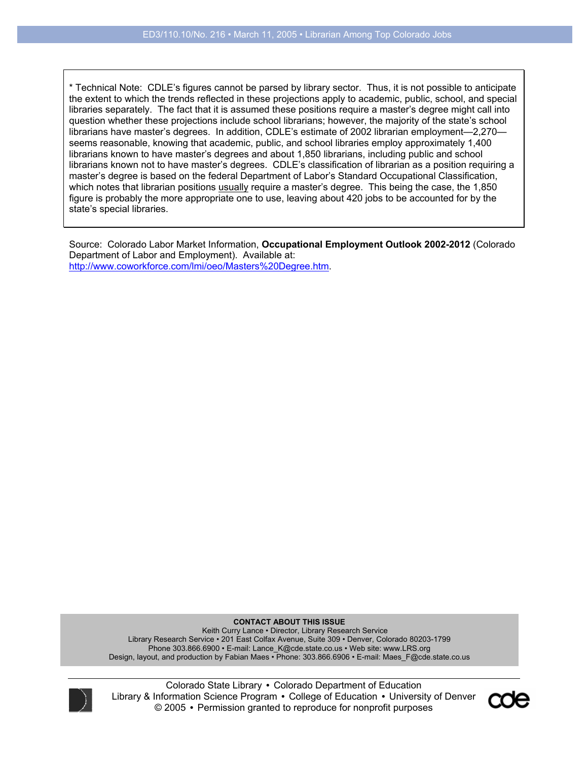* Technical Note: CDLE's figures cannot be parsed by library sector. Thus, it is not possible to anticipate the extent to which the trends reflected in these projections apply to academic, public, school, and special libraries separately. The fact that it is assumed these positions require a master's degree might call into question whether these projections include school librarians; however, the majority of the state's school librarians have master's degrees. In addition, CDLE's estimate of 2002 librarian employment—2,270—seems reasonable, knowing that academic, public, and school libraries employ approximately 1,400 librarians known to have master's degrees and about 1,850 librarians, including public and school librarians known not to have master's degrees. CDLE's classification of librarian as a position requiring a master's degree is based on the federal Department of Labor's Standard Occupational Classification, which notes that librarian positions usually require a master's degree. This being the case, the 1,850 figure is probably the more appropriate one to use, leaving about 420 jobs to be accounted for by the state's special libraries.

Source: Colorado Labor Market Information, **Occupational Employment Outlook 2002-2012** (Colorado Department of Labor and Employment). Available at: http://www.coworkforce.com/lmi/oeo/Masters%20Degree.htm.

**CONTACT ABOUT THIS ISSUE**
Keith Curry Lance • Director, Library Research Service
Library Research Service • 201 East Colfax Avenue, Suite 309 • Denver, Colorado 80203-1799
Phone 303.866.6900 • E-mail: Lance_K@cde.state.co.us • Web site: www.LRS.org
Design, layout, and production by Fabian Maes • Phone: 303.866.6906 • E-mail: Maes_F@cde.state.co.us

Colorado State Library • Colorado Department of Education
Library & Information Science Program • College of Education • University of Denver
© 2005 • Permission granted to reproduce for nonprofit purposes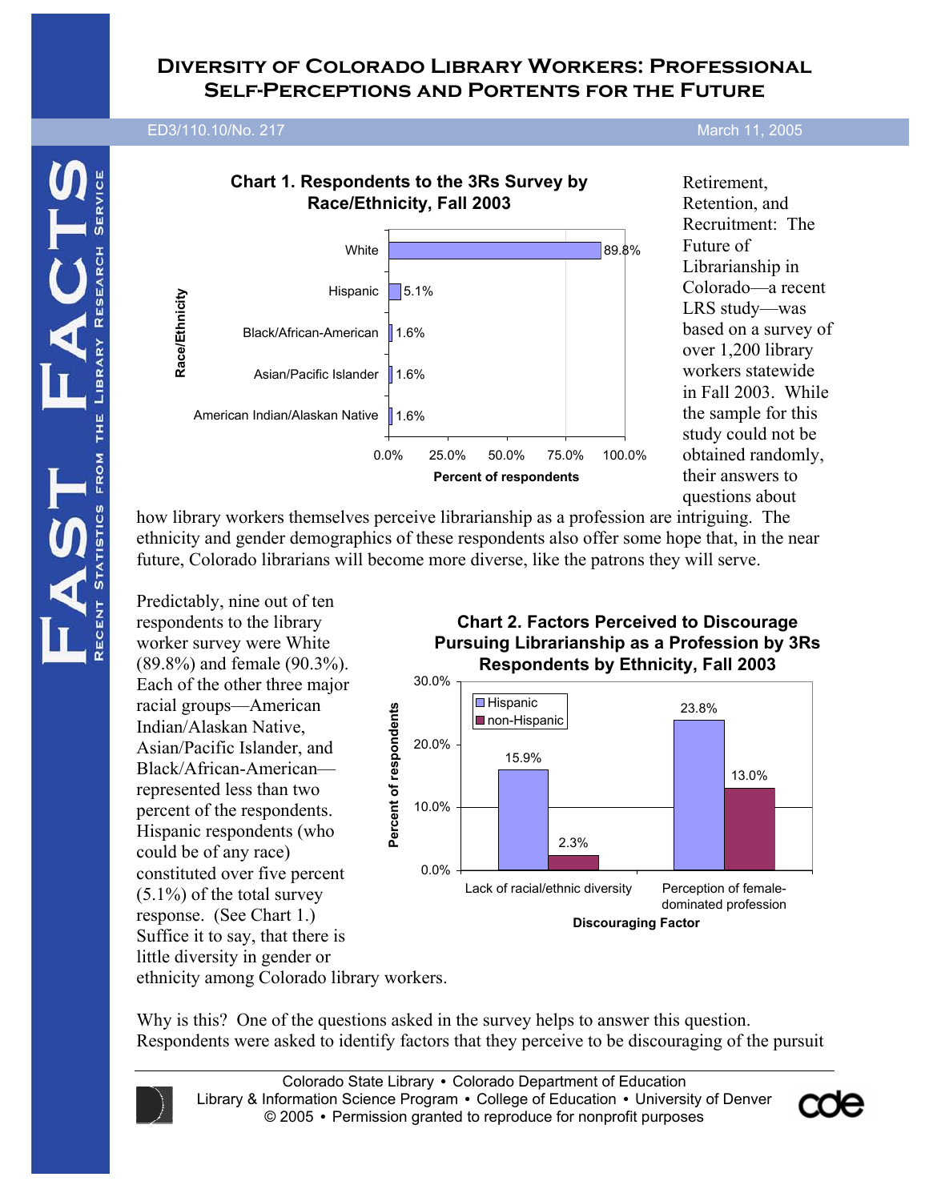# Diversity of Colorado Library Workers: Professional Self-Perceptions and Portents for the Future

ED3/110.10/No. 217 March 11, 2005

**Chart 1. Respondents to the 3Rs Survey by Race/Ethnicity, Fall 2003**

| Race/Ethnicity | Percent of respondents |
|---|---|
| White | 89.8% |
| Hispanic | 5.1% |
| Black/African-American | 1.6% |
| Asian/Pacific Islander | 1.6% |
| American Indian/Alaskan Native | 1.6% |

Retirement, Retention, and Recruitment: The Future of Librarianship in Colorado—a recent LRS study—was based on a survey of over 1,200 library workers statewide in Fall 2003. While the sample for this study could not be obtained randomly, their answers to questions about how library workers themselves perceive librarianship as a profession are intriguing. The ethnicity and gender demographics of these respondents also offer some hope that, in the near future, Colorado librarians will become more diverse, like the patrons they will serve.

Predictably, nine out of ten respondents to the library worker survey were White (89.8%) and female (90.3%). Each of the other three major racial groups—American Indian/Alaskan Native, Asian/Pacific Islander, and Black/African-American—represented less than two percent of the respondents. Hispanic respondents (who could be of any race) constituted over five percent (5.1%) of the total survey response. (See Chart 1.) Suffice it to say, that there is little diversity in gender or ethnicity among Colorado library workers.

**Chart 2. Factors Perceived to Discourage Pursuing Librarianship as a Profession by 3Rs Respondents by Ethnicity, Fall 2003**

| Discouraging Factor | Hispanic | non-Hispanic |
|---|---|---|
| Lack of racial/ethnic diversity | 15.9% | 2.3% |
| Perception of female-dominated profession | 23.8% | 13.0% |

Why is this? One of the questions asked in the survey helps to answer this question. Respondents were asked to identify factors that they perceive to be discouraging of the pursuit

Colorado State Library • Colorado Department of Education
Library & Information Science Program • College of Education • University of Denver
© 2005 • Permission granted to reproduce for nonprofit purposes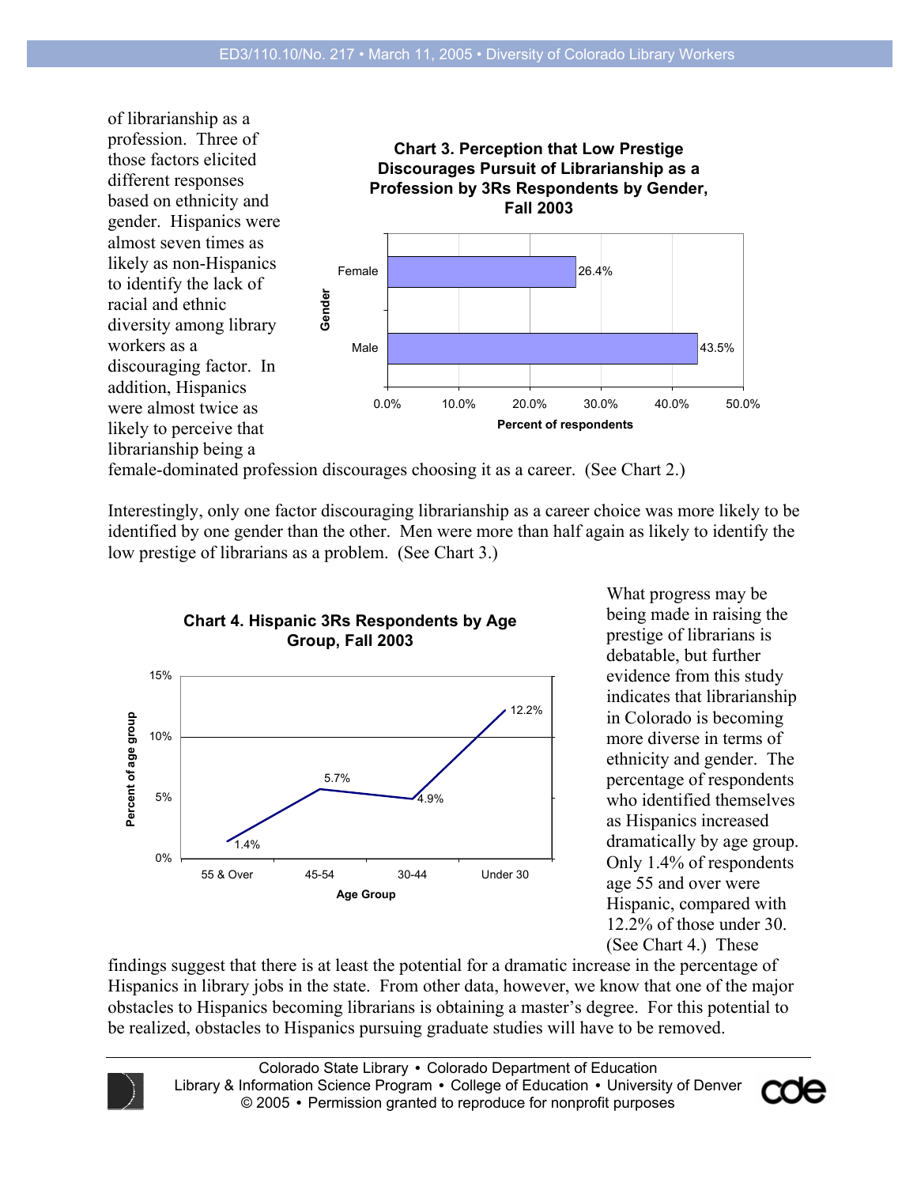of librarianship as a profession. Three of those factors elicited different responses based on ethnicity and gender. Hispanics were almost seven times as likely as non-Hispanics to identify the lack of racial and ethnic diversity among library workers as a discouraging factor. In addition, Hispanics were almost twice as likely to perceive that librarianship being a female-dominated profession discourages choosing it as a career. (See Chart 2.)

**Chart 3. Perception that Low Prestige Discourages Pursuit of Librarianship as a Profession by 3Rs Respondents by Gender, Fall 2003**

| Gender | Percent of respondents |
| --- | --- |
| Female | 26.4% |
| Male | 43.5% |

Interestingly, only one factor discouraging librarianship as a career choice was more likely to be identified by one gender than the other. Men were more than half again as likely to identify the low prestige of librarians as a problem. (See Chart 3.)

**Chart 4. Hispanic 3Rs Respondents by Age Group, Fall 2003**

| Age Group | Percent of age group |
| --- | --- |
| 55 & Over | 1.4% |
| 45-54 | 5.7% |
| 30-44 | 4.9% |
| Under 30 | 12.2% |

What progress may be being made in raising the prestige of librarians is debatable, but further evidence from this study indicates that librarianship in Colorado is becoming more diverse in terms of ethnicity and gender. The percentage of respondents who identified themselves as Hispanics increased dramatically by age group. Only 1.4% of respondents age 55 and over were Hispanic, compared with 12.2% of those under 30. (See Chart 4.) These findings suggest that there is at least the potential for a dramatic increase in the percentage of Hispanics in library jobs in the state. From other data, however, we know that one of the major obstacles to Hispanics becoming librarians is obtaining a master's degree. For this potential to be realized, obstacles to Hispanics pursuing graduate studies will have to be removed.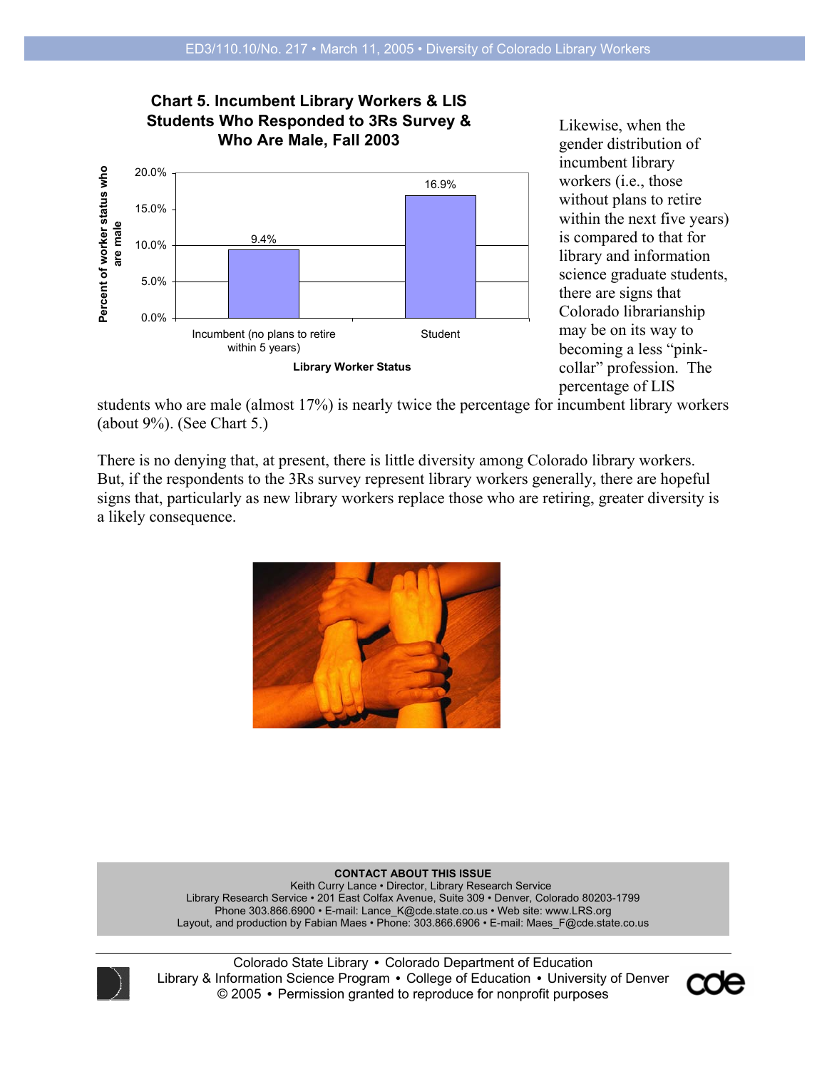**Chart 5. Incumbent Library Workers & LIS Students Who Responded to 3Rs Survey & Who Are Male, Fall 2003**

| Library Worker Status | Percent of worker status who are male |
|---|---|
| Incumbent (no plans to retire within 5 years) | 9.4% |
| Student | 16.9% |

Likewise, when the gender distribution of incumbent library workers (i.e., those without plans to retire within the next five years) is compared to that for library and information science graduate students, there are signs that Colorado librarianship may be on its way to becoming a less "pink-collar" profession. The percentage of LIS students who are male (almost 17%) is nearly twice the percentage for incumbent library workers (about 9%). (See Chart 5.)

There is no denying that, at present, there is little diversity among Colorado library workers. But, if the respondents to the 3Rs survey represent library workers generally, there are hopeful signs that, particularly as new library workers replace those who are retiring, greater diversity is a likely consequence.

**CONTACT ABOUT THIS ISSUE**
Keith Curry Lance • Director, Library Research Service
Library Research Service • 201 East Colfax Avenue, Suite 309 • Denver, Colorado 80203-1799
Phone 303.866.6900 • E-mail: Lance_K@cde.state.co.us • Web site: www.LRS.org
Layout, and production by Fabian Maes • Phone: 303.866.6906 • E-mail: Maes_F@cde.state.co.us

Colorado State Library • Colorado Department of Education
Library & Information Science Program • College of Education • University of Denver
© 2005 • Permission granted to reproduce for nonprofit purposes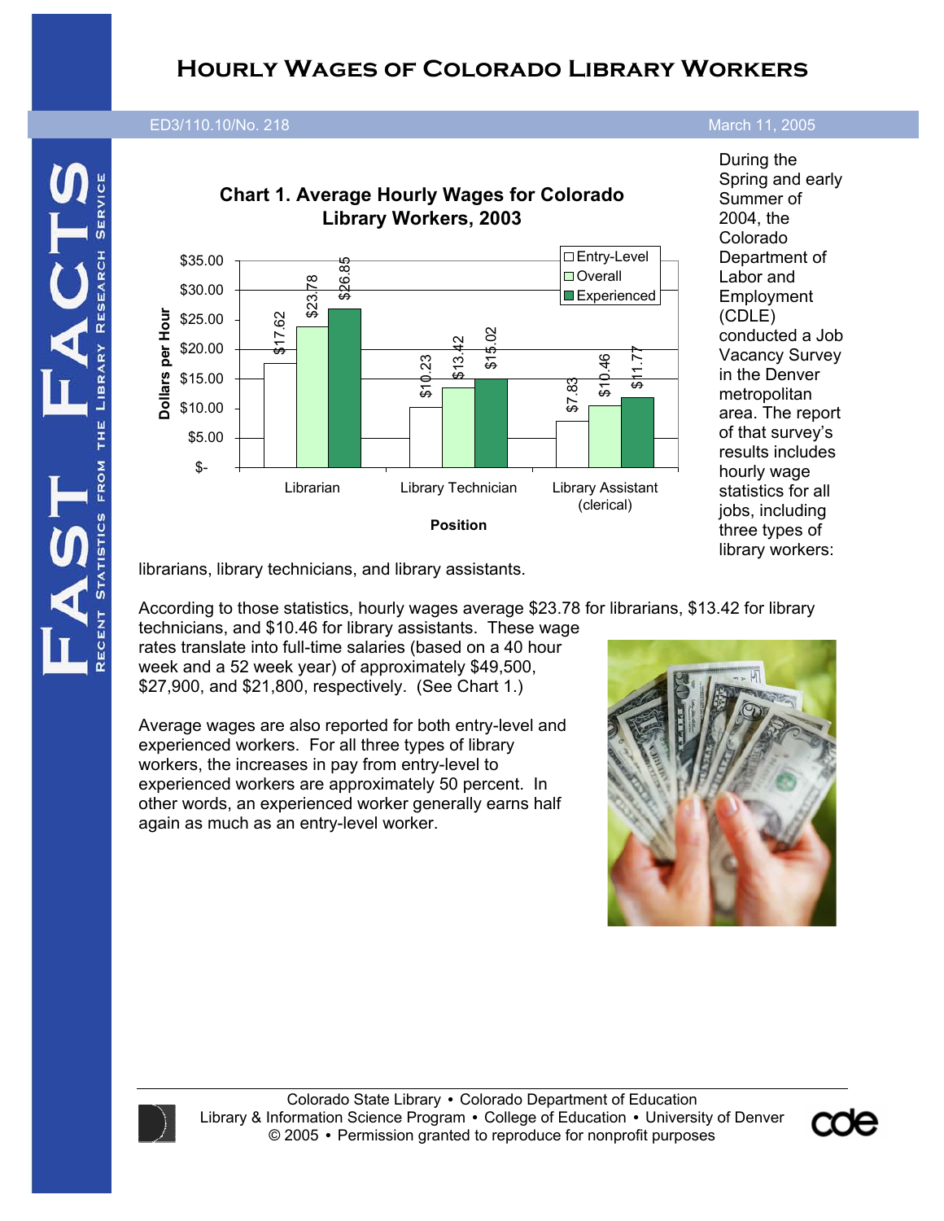# Hourly Wages of Colorado Library Workers

ED3/110.10/No. 218 March 11, 2005

**Chart 1. Average Hourly Wages for Colorado Library Workers, 2003**

| Position | Entry-Level | Overall | Experienced |
|---|---|---|---|
| Librarian | $17.62 | $23.78 | $26.85 |
| Library Technician | $10.23 | $13.42 | $15.02 |
| Library Assistant (clerical) | $7.83 | $10.46 | $11.77 |

During the Spring and early Summer of 2004, the Colorado Department of Labor and Employment (CDLE) conducted a Job Vacancy Survey in the Denver metropolitan area. The report of that survey's results includes hourly wage statistics for all jobs, including three types of library workers: librarians, library technicians, and library assistants.

According to those statistics, hourly wages average $23.78 for librarians, $13.42 for library technicians, and $10.46 for library assistants. These wage rates translate into full-time salaries (based on a 40 hour week and a 52 week year) of approximately $49,500, $27,900, and $21,800, respectively. (See Chart 1.)

Average wages are also reported for both entry-level and experienced workers. For all three types of library workers, the increases in pay from entry-level to experienced workers are approximately 50 percent. In other words, an experienced worker generally earns half again as much as an entry-level worker.

Colorado State Library • Colorado Department of Education
Library & Information Science Program • College of Education • University of Denver
© 2005 • Permission granted to reproduce for nonprofit purposes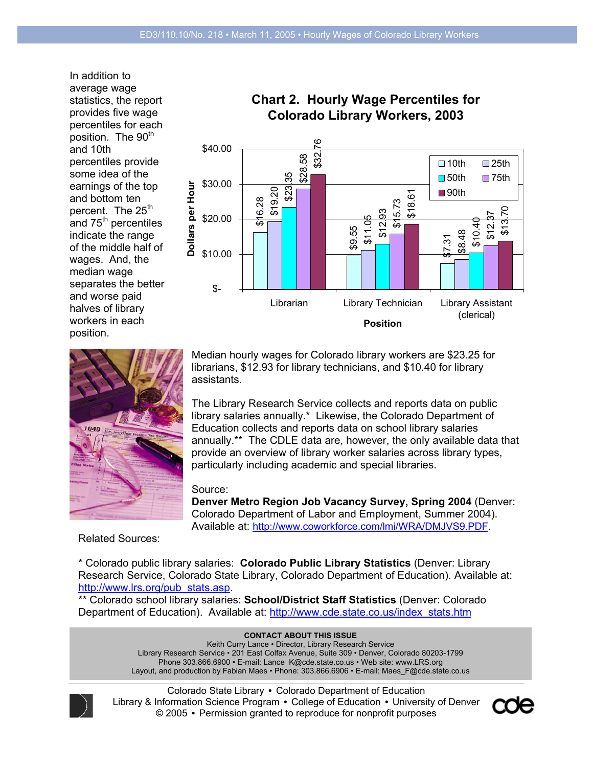In addition to average wage statistics, the report provides five wage percentiles for each position. The 90th and 10th percentiles provide some idea of the earnings of the top and bottom ten percent. The 25th and 75th percentiles indicate the range of the middle half of wages. And, the median wage separates the better and worse paid halves of library workers in each position.

**Chart 2. Hourly Wage Percentiles for Colorado Library Workers, 2003**

| Position | 10th | 25th | 50th | 75th | 90th |
|---|---|---|---|---|---|
| Librarian | $16.28 | $19.20 | $23.35 | $28.58 | $32.76 |
| Library Technician | $9.55 | $11.05 | $12.93 | $15.73 | $18.61 |
| Library Assistant (clerical) | $7.31 | $8.48 | $10.40 | $12.37 | $13.70 |

Median hourly wages for Colorado library workers are $23.25 for librarians, $12.93 for library technicians, and $10.40 for library assistants.

The Library Research Service collects and reports data on public library salaries annually.* Likewise, the Colorado Department of Education collects and reports data on school library salaries annually.** The CDLE data are, however, the only available data that provide an overview of library worker salaries across library types, particularly including academic and special libraries.

Source:
**Denver Metro Region Job Vacancy Survey, Spring 2004** (Denver: Colorado Department of Labor and Employment, Summer 2004). Available at: http://www.coworkforce.com/lmi/WRA/DMJVS9.PDF.

Related Sources:

* Colorado public library salaries: **Colorado Public Library Statistics** (Denver: Library Research Service, Colorado State Library, Colorado Department of Education). Available at: http://www.lrs.org/pub_stats.asp.
** Colorado school library salaries: **School/District Staff Statistics** (Denver: Colorado Department of Education). Available at: http://www.cde.state.co.us/index_stats.htm

**CONTACT ABOUT THIS ISSUE**
Keith Curry Lance • Director, Library Research Service
Library Research Service • 201 East Colfax Avenue, Suite 309 • Denver, Colorado 80203-1799
Phone 303.866.6900 • E-mail: Lance_K@cde.state.co.us • Web site: www.LRS.org
Layout, and production by Fabian Maes • Phone: 303.866.6906 • E-mail: Maes_F@cde.state.co.us

Colorado State Library • Colorado Department of Education
Library & Information Science Program • College of Education • University of Denver
© 2005 • Permission granted to reproduce for nonprofit purposes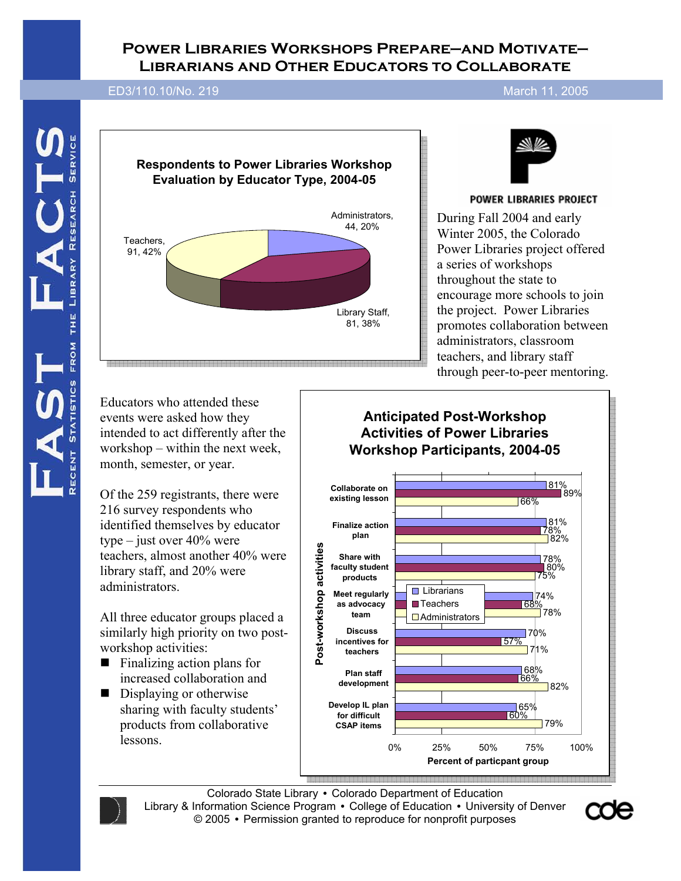# Power Libraries Workshops Prepare—and Motivate—Librarians and Other Educators to Collaborate

ED3/110.10/No. 219 March 11, 2005

FAST FACTS — Recent Statistics from the Library Research Service

**Respondents to Power Libraries Workshop Evaluation by Educator Type, 2004-05**

| Educator Type | Number | Percent |
|---|---|---|
| Administrators | 44 | 20% |
| Library Staff | 81 | 38% |
| Teachers | 91 | 42% |

POWER LIBRARIES PROJECT

During Fall 2004 and early Winter 2005, the Colorado Power Libraries project offered a series of workshops throughout the state to encourage more schools to join the project. Power Libraries promotes collaboration between administrators, classroom teachers, and library staff through peer-to-peer mentoring.

Educators who attended these events were asked how they intended to act differently after the workshop – within the next week, month, semester, or year.

Of the 259 registrants, there were 216 survey respondents who identified themselves by educator type – just over 40% were teachers, almost another 40% were library staff, and 20% were administrators.

All three educator groups placed a similarly high priority on two post-workshop activities:

- Finalizing action plans for increased collaboration and
- Displaying or otherwise sharing with faculty students' products from collaborative lessons.

**Anticipated Post-Workshop Activities of Power Libraries Workshop Participants, 2004-05**

| Post-workshop activities | Librarians | Teachers | Administrators |
|---|---|---|---|
| Collaborate on existing lesson | 81% | 89% | 66% |
| Finalize action plan | 81% | 78% | 82% |
| Share with faculty student products | 78% | 80% | 75% |
| Meet regularly as advocacy team | 74% | 68% | 78% |
| Discuss incentives for teachers | 70% | 57% | 71% |
| Plan staff development | 68% | 66% | 82% |
| Develop IL plan for difficult CSAP items | 65% | 60% | 79% |

Percent of particpant group

Colorado State Library • Colorado Department of Education
Library & Information Science Program • College of Education • University of Denver
© 2005 • Permission granted to reproduce for nonprofit purposes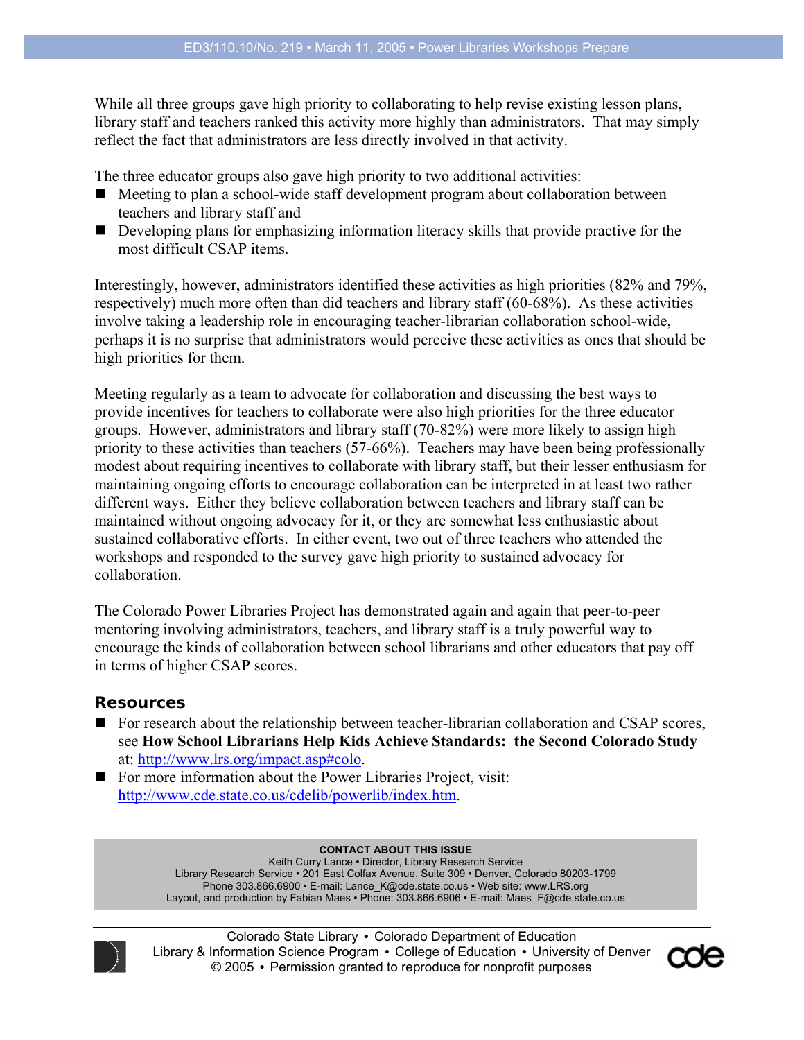While all three groups gave high priority to collaborating to help revise existing lesson plans, library staff and teachers ranked this activity more highly than administrators. That may simply reflect the fact that administrators are less directly involved in that activity.

The three educator groups also gave high priority to two additional activities:

- Meeting to plan a school-wide staff development program about collaboration between teachers and library staff and
- Developing plans for emphasizing information literacy skills that provide practive for the most difficult CSAP items.

Interestingly, however, administrators identified these activities as high priorities (82% and 79%, respectively) much more often than did teachers and library staff (60-68%). As these activities involve taking a leadership role in encouraging teacher-librarian collaboration school-wide, perhaps it is no surprise that administrators would perceive these activities as ones that should be high priorities for them.

Meeting regularly as a team to advocate for collaboration and discussing the best ways to provide incentives for teachers to collaborate were also high priorities for the three educator groups. However, administrators and library staff (70-82%) were more likely to assign high priority to these activities than teachers (57-66%). Teachers may have been being professionally modest about requiring incentives to collaborate with library staff, but their lesser enthusiasm for maintaining ongoing efforts to encourage collaboration can be interpreted in at least two rather different ways. Either they believe collaboration between teachers and library staff can be maintained without ongoing advocacy for it, or they are somewhat less enthusiastic about sustained collaborative efforts. In either event, two out of three teachers who attended the workshops and responded to the survey gave high priority to sustained advocacy for collaboration.

The Colorado Power Libraries Project has demonstrated again and again that peer-to-peer mentoring involving administrators, teachers, and library staff is a truly powerful way to encourage the kinds of collaboration between school librarians and other educators that pay off in terms of higher CSAP scores.

## Resources

- For research about the relationship between teacher-librarian collaboration and CSAP scores, see **How School Librarians Help Kids Achieve Standards: the Second Colorado Study** at: http://www.lrs.org/impact.asp#colo.
- For more information about the Power Libraries Project, visit: http://www.cde.state.co.us/cdelib/powerlib/index.htm.

**CONTACT ABOUT THIS ISSUE**
Keith Curry Lance • Director, Library Research Service
Library Research Service • 201 East Colfax Avenue, Suite 309 • Denver, Colorado 80203-1799
Phone 303.866.6900 • E-mail: Lance_K@cde.state.co.us • Web site: www.LRS.org
Layout, and production by Fabian Maes • Phone: 303.866.6906 • E-mail: Maes_F@cde.state.co.us

Colorado State Library • Colorado Department of Education
Library & Information Science Program • College of Education • University of Denver
© 2005 • Permission granted to reproduce for nonprofit purposes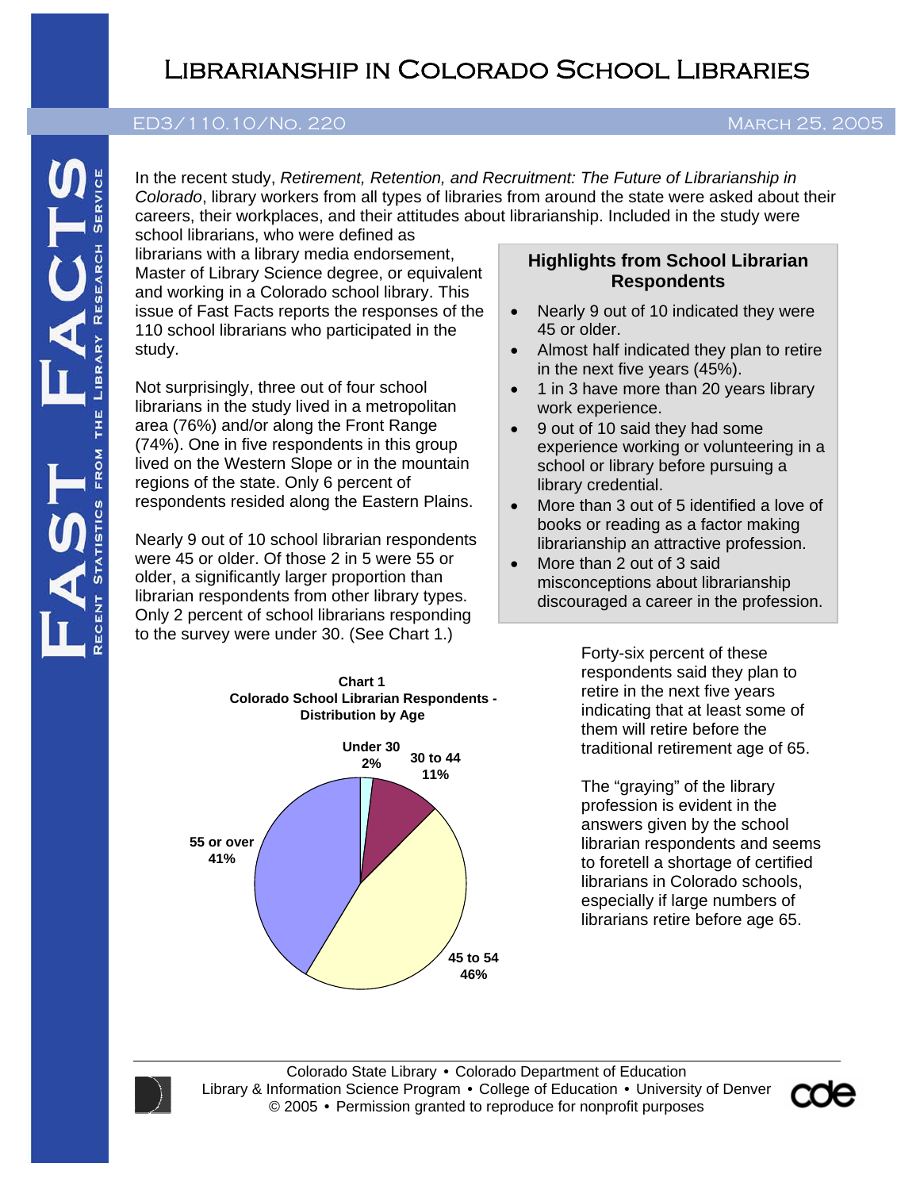# Librarianship in Colorado School Libraries

ED3/110.10/No. 220 — March 25, 2005

FAST FACTS — Recent Statistics from the Library Research Service

In the recent study, *Retirement, Retention, and Recruitment: The Future of Librarianship in Colorado*, library workers from all types of libraries from around the state were asked about their careers, their workplaces, and their attitudes about librarianship. Included in the study were school librarians, who were defined as librarians with a library media endorsement, Master of Library Science degree, or equivalent and working in a Colorado school library. This issue of Fast Facts reports the responses of the 110 school librarians who participated in the study.

Not surprisingly, three out of four school librarians in the study lived in a metropolitan area (76%) and/or along the Front Range (74%). One in five respondents in this group lived on the Western Slope or in the mountain regions of the state. Only 6 percent of respondents resided along the Eastern Plains.

Nearly 9 out of 10 school librarian respondents were 45 or older. Of those 2 in 5 were 55 or older, a significantly larger proportion than librarian respondents from other library types. Only 2 percent of school librarians responding to the survey were under 30. (See Chart 1.)

### Highlights from School Librarian Respondents

- Nearly 9 out of 10 indicated they were 45 or older.
- Almost half indicated they plan to retire in the next five years (45%).
- 1 in 3 have more than 20 years library work experience.
- 9 out of 10 said they had some experience working or volunteering in a school or library before pursuing a library credential.
- More than 3 out of 5 identified a love of books or reading as a factor making librarianship an attractive profession.
- More than 2 out of 3 said misconceptions about librarianship discouraged a career in the profession.

**Chart 1**
**Colorado School Librarian Respondents - Distribution by Age**

| Age | Percent |
|---|---|
| Under 30 | 2% |
| 30 to 44 | 11% |
| 45 to 54 | 46% |
| 55 or over | 41% |

Forty-six percent of these respondents said they plan to retire in the next five years indicating that at least some of them will retire before the traditional retirement age of 65.

The "graying" of the library profession is evident in the answers given by the school librarian respondents and seems to foretell a shortage of certified librarians in Colorado schools, especially if large numbers of librarians retire before age 65.

Colorado State Library • Colorado Department of Education
Library & Information Science Program • College of Education • University of Denver
© 2005 • Permission granted to reproduce for nonprofit purposes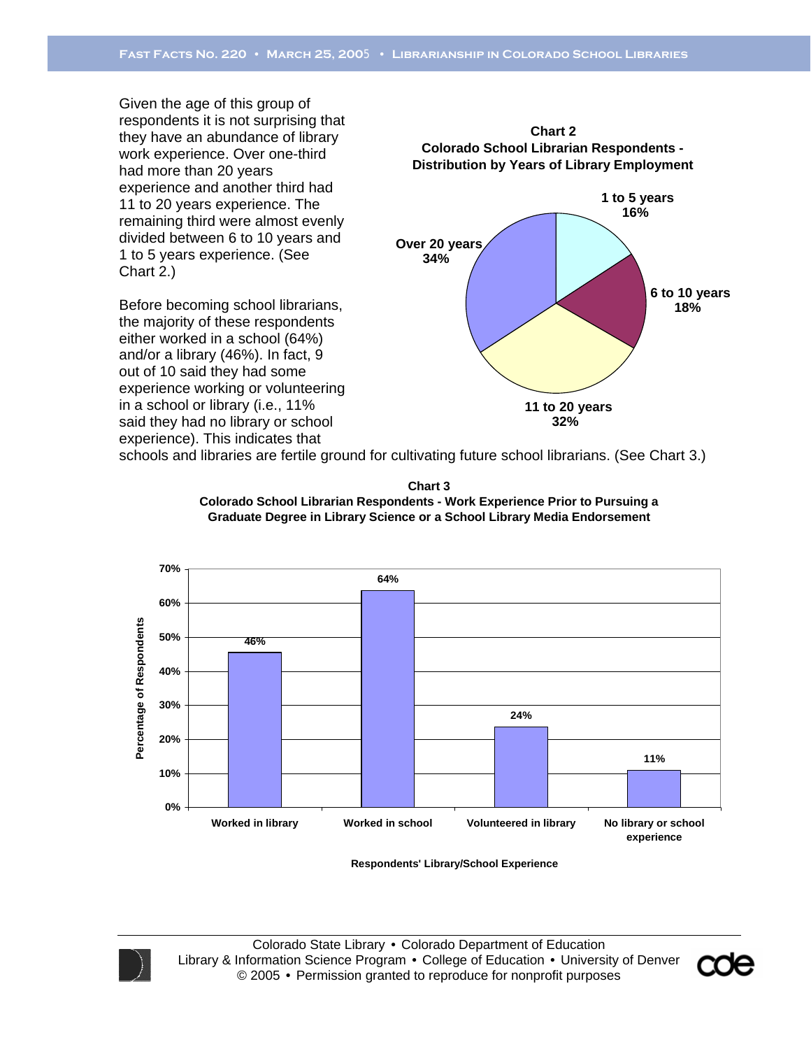Given the age of this group of respondents it is not surprising that they have an abundance of library work experience. Over one-third had more than 20 years experience and another third had 11 to 20 years experience. The remaining third were almost evenly divided between 6 to 10 years and 1 to 5 years experience. (See Chart 2.)

**Chart 2**
**Colorado School Librarian Respondents - Distribution by Years of Library Employment**

| Years of Library Employment | Percentage |
|---|---|
| 1 to 5 years | 16% |
| 6 to 10 years | 18% |
| 11 to 20 years | 32% |
| Over 20 years | 34% |

Before becoming school librarians, the majority of these respondents either worked in a school (64%) and/or a library (46%). In fact, 9 out of 10 said they had some experience working or volunteering in a school or library (i.e., 11% said they had no library or school experience). This indicates that schools and libraries are fertile ground for cultivating future school librarians. (See Chart 3.)

**Chart 3**
**Colorado School Librarian Respondents - Work Experience Prior to Pursuing a Graduate Degree in Library Science or a School Library Media Endorsement**

| Respondents' Library/School Experience | Percentage of Respondents |
|---|---|
| Worked in library | 46% |
| Worked in school | 64% |
| Volunteered in library | 24% |
| No library or school experience | 11% |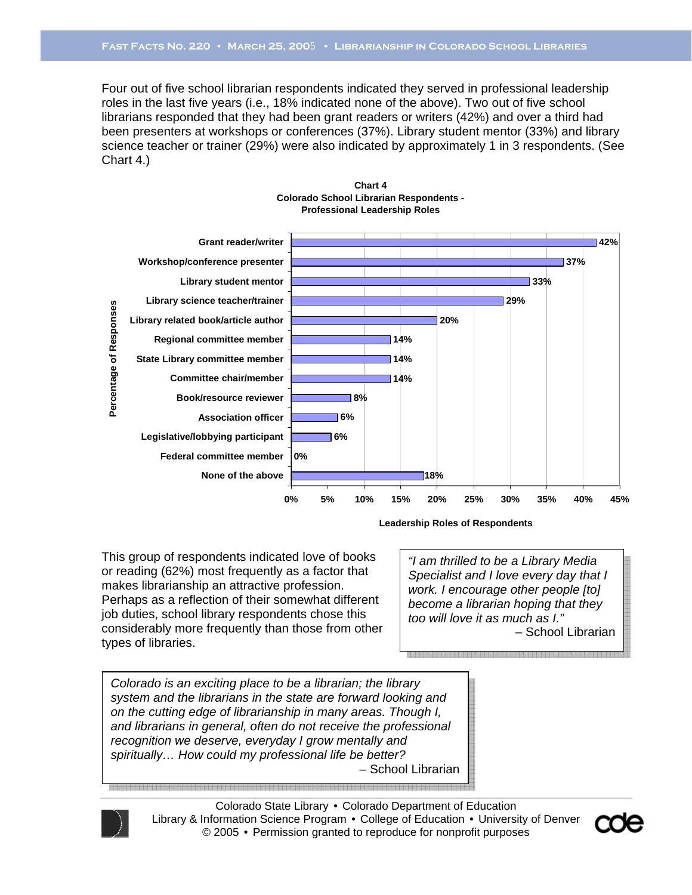Four out of five school librarian respondents indicated they served in professional leadership roles in the last five years (i.e., 18% indicated none of the above). Two out of five school librarians responded that they had been grant readers or writers (42%) and over a third had been presenters at workshops or conferences (37%). Library student mentor (33%) and library science teacher or trainer (29%) were also indicated by approximately 1 in 3 respondents. (See Chart 4.)

**Chart 4**
**Colorado School Librarian Respondents - Professional Leadership Roles**

| Leadership Roles of Respondents | Percentage of Responses |
|---|---|
| Grant reader/writer | 42% |
| Workshop/conference presenter | 37% |
| Library student mentor | 33% |
| Library science teacher/trainer | 29% |
| Library related book/article author | 20% |
| Regional committee member | 14% |
| State Library committee member | 14% |
| Committee chair/member | 14% |
| Book/resource reviewer | 8% |
| Association officer | 6% |
| Legislative/lobbying participant | 6% |
| Federal committee member | 0% |
| None of the above | 18% |

This group of respondents indicated love of books or reading (62%) most frequently as a factor that makes librarianship an attractive profession. Perhaps as a reflection of their somewhat different job duties, school library respondents chose this considerably more frequently than those from other types of libraries.

> *"I am thrilled to be a Library Media Specialist and I love every day that I work. I encourage other people [to] become a librarian hoping that they too will love it as much as I."*
> – School Librarian

> *Colorado is an exciting place to be a librarian; the library system and the librarians in the state are forward looking and on the cutting edge of librarianship in many areas. Though I, and librarians in general, often do not receive the professional recognition we deserve, everyday I grow mentally and spiritually… How could my professional life be better?*
> – School Librarian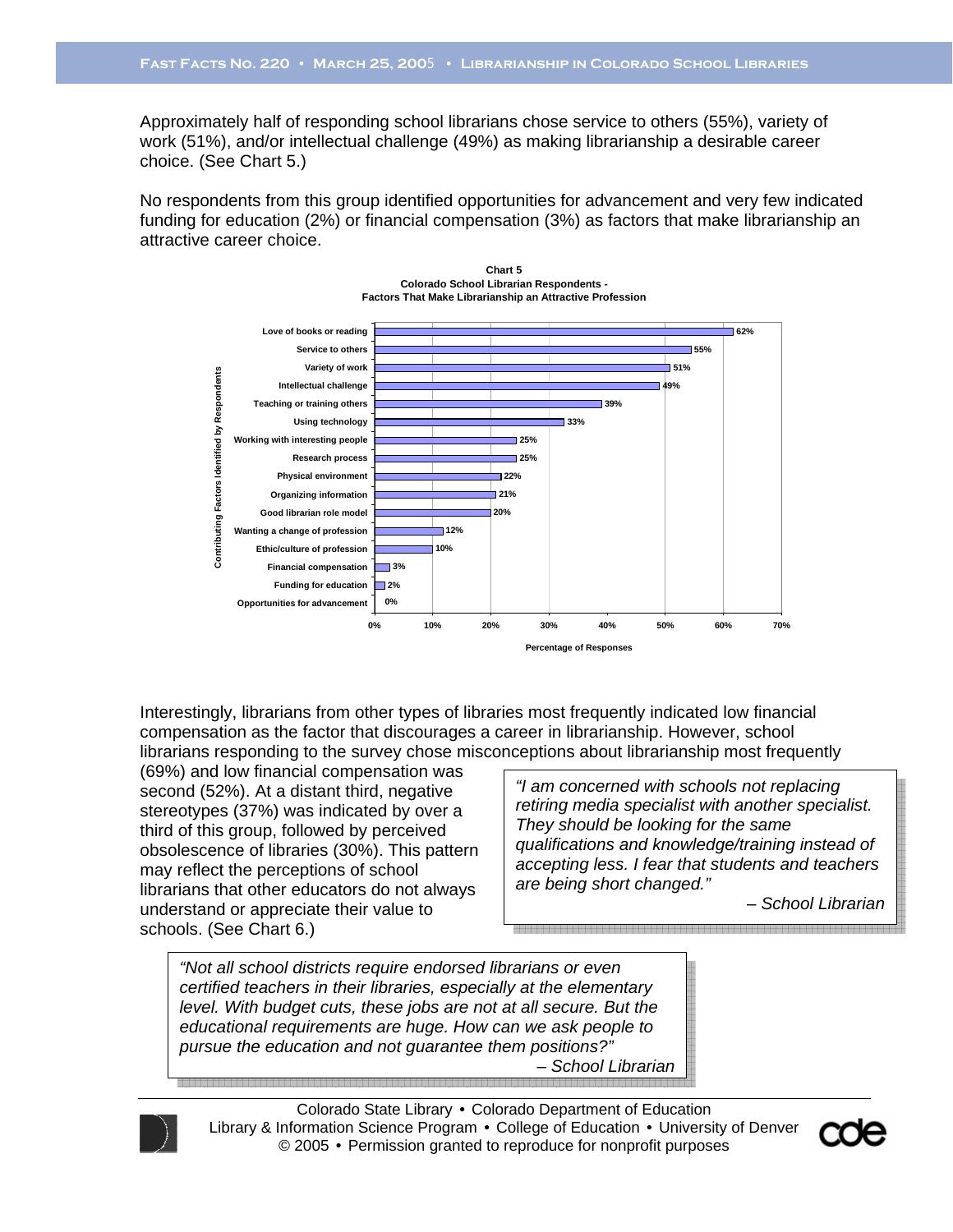Approximately half of responding school librarians chose service to others (55%), variety of work (51%), and/or intellectual challenge (49%) as making librarianship a desirable career choice. (See Chart 5.)

No respondents from this group identified opportunities for advancement and very few indicated funding for education (2%) or financial compensation (3%) as factors that make librarianship an attractive career choice.

**Chart 5**
**Colorado School Librarian Respondents - Factors That Make Librarianship an Attractive Profession**

| Contributing Factors Identified by Respondents | Percentage of Responses |
|---|---|
| Love of books or reading | 62% |
| Service to others | 55% |
| Variety of work | 51% |
| Intellectual challenge | 49% |
| Teaching or training others | 39% |
| Using technology | 33% |
| Working with interesting people | 25% |
| Research process | 25% |
| Physical environment | 22% |
| Organizing information | 21% |
| Good librarian role model | 20% |
| Wanting a change of profession | 12% |
| Ethic/culture of profession | 10% |
| Financial compensation | 3% |
| Funding for education | 2% |
| Opportunities for advancement | 0% |

Interestingly, librarians from other types of libraries most frequently indicated low financial compensation as the factor that discourages a career in librarianship. However, school librarians responding to the survey chose misconceptions about librarianship most frequently (69%) and low financial compensation was second (52%). At a distant third, negative stereotypes (37%) was indicated by over a third of this group, followed by perceived obsolescence of libraries (30%). This pattern may reflect the perceptions of school librarians that other educators do not always understand or appreciate their value to schools. (See Chart 6.)

> *"I am concerned with schools not replacing retiring media specialist with another specialist. They should be looking for the same qualifications and knowledge/training instead of accepting less. I fear that students and teachers are being short changed."*
>
> *– School Librarian*

> *"Not all school districts require endorsed librarians or even certified teachers in their libraries, especially at the elementary level. With budget cuts, these jobs are not at all secure. But the educational requirements are huge. How can we ask people to pursue the education and not guarantee them positions?"*
>
> *– School Librarian*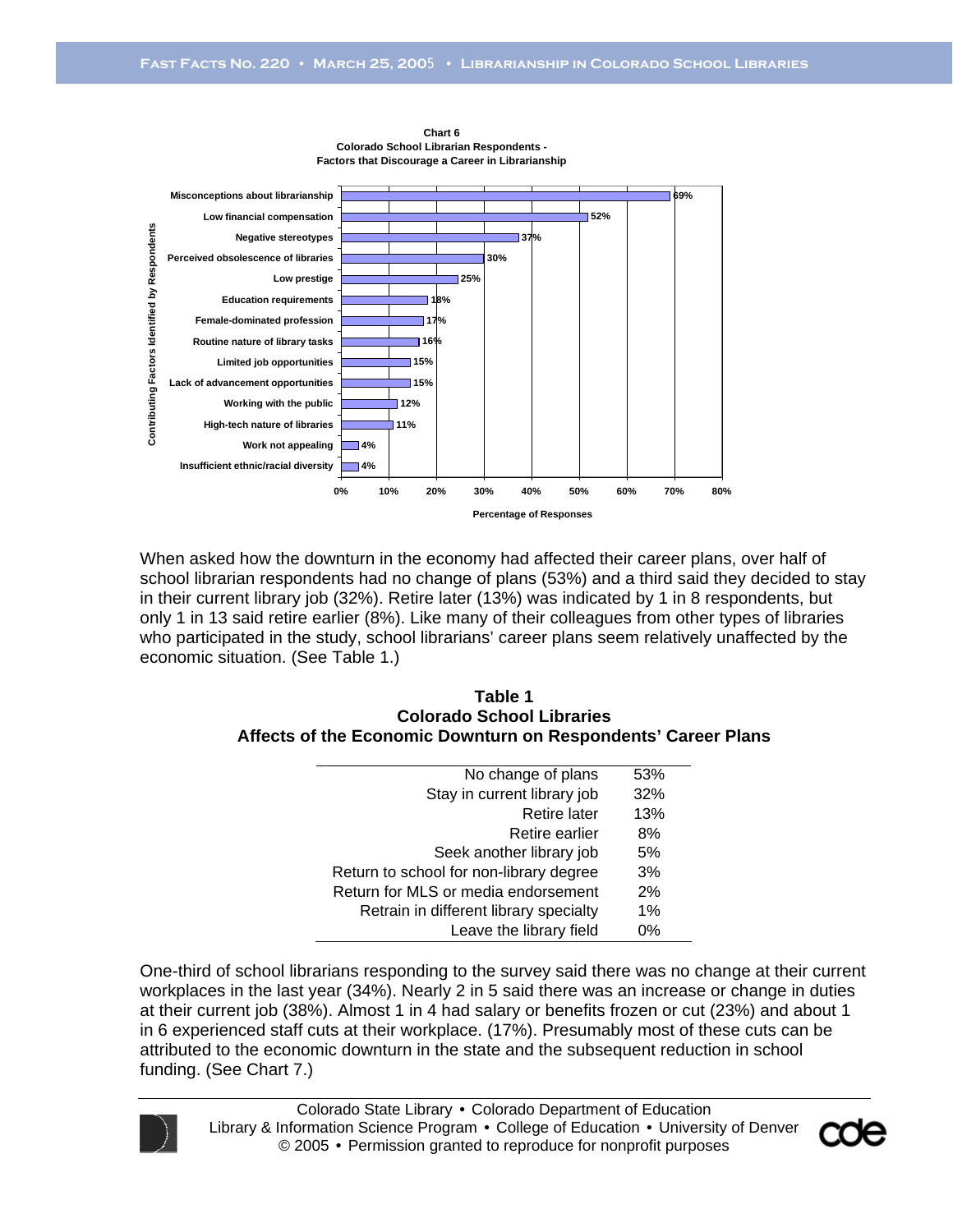**Chart 6**
**Colorado School Librarian Respondents - Factors that Discourage a Career in Librarianship**

| Contributing Factors Identified by Respondents | Percentage of Responses |
|---|---|
| Misconceptions about librarianship | 69% |
| Low financial compensation | 52% |
| Negative stereotypes | 37% |
| Perceived obsolescence of libraries | 30% |
| Low prestige | 25% |
| Education requirements | 18% |
| Female-dominated profession | 17% |
| Routine nature of library tasks | 16% |
| Limited job opportunities | 15% |
| Lack of advancement opportunities | 15% |
| Working with the public | 12% |
| High-tech nature of libraries | 11% |
| Work not appealing | 4% |
| Insufficient ethnic/racial diversity | 4% |

When asked how the downturn in the economy had affected their career plans, over half of school librarian respondents had no change of plans (53%) and a third said they decided to stay in their current library job (32%). Retire later (13%) was indicated by 1 in 8 respondents, but only 1 in 13 said retire earlier (8%). Like many of their colleagues from other types of libraries who participated in the study, school librarians' career plans seem relatively unaffected by the economic situation. (See Table 1.)

**Table 1**
**Colorado School Libraries**
**Affects of the Economic Downturn on Respondents' Career Plans**

| | |
|---|---|
| No change of plans | 53% |
| Stay in current library job | 32% |
| Retire later | 13% |
| Retire earlier | 8% |
| Seek another library job | 5% |
| Return to school for non-library degree | 3% |
| Return for MLS or media endorsement | 2% |
| Retrain in different library specialty | 1% |
| Leave the library field | 0% |

One-third of school librarians responding to the survey said there was no change at their current workplaces in the last year (34%). Nearly 2 in 5 said there was an increase or change in duties at their current job (38%). Almost 1 in 4 had salary or benefits frozen or cut (23%) and about 1 in 6 experienced staff cuts at their workplace. (17%). Presumably most of these cuts can be attributed to the economic downturn in the state and the subsequent reduction in school funding. (See Chart 7.)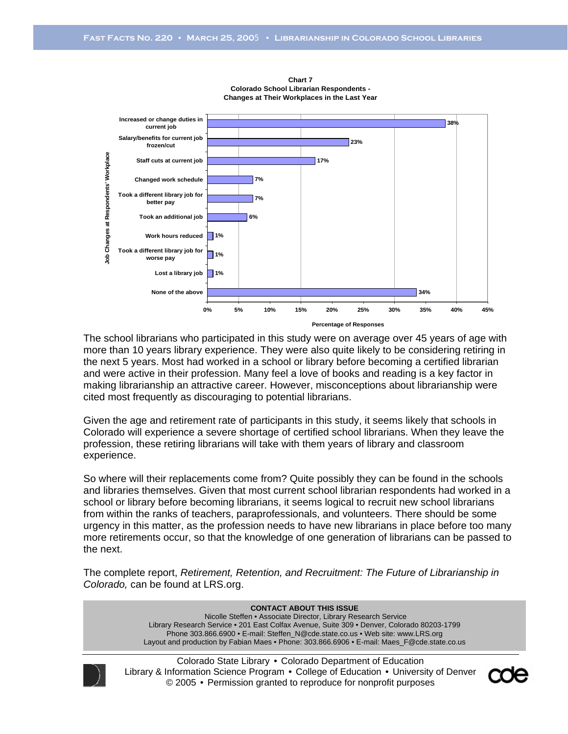**Chart 7**
**Colorado School Librarian Respondents - Changes at Their Workplaces in the Last Year**

| Job Changes at Respondents' Workplace | Percentage of Responses |
|---|---|
| Increased or change duties in current job | 38% |
| Salary/benefits for current job frozen/cut | 23% |
| Staff cuts at current job | 17% |
| Changed work schedule | 7% |
| Took a different library job for better pay | 7% |
| Took an additional job | 6% |
| Work hours reduced | 1% |
| Took a different library job for worse pay | 1% |
| Lost a library job | 1% |
| None of the above | 34% |

The school librarians who participated in this study were on average over 45 years of age with more than 10 years library experience. They were also quite likely to be considering retiring in the next 5 years. Most had worked in a school or library before becoming a certified librarian and were active in their profession. Many feel a love of books and reading is a key factor in making librarianship an attractive career. However, misconceptions about librarianship were cited most frequently as discouraging to potential librarians.

Given the age and retirement rate of participants in this study, it seems likely that schools in Colorado will experience a severe shortage of certified school librarians. When they leave the profession, these retiring librarians will take with them years of library and classroom experience.

So where will their replacements come from? Quite possibly they can be found in the schools and libraries themselves. Given that most current school librarian respondents had worked in a school or library before becoming librarians, it seems logical to recruit new school librarians from within the ranks of teachers, paraprofessionals, and volunteers. There should be some urgency in this matter, as the profession needs to have new librarians in place before too many more retirements occur, so that the knowledge of one generation of librarians can be passed to the next.

The complete report, *Retirement, Retention, and Recruitment: The Future of Librarianship in Colorado,* can be found at LRS.org.

**CONTACT ABOUT THIS ISSUE**
Nicolle Steffen • Associate Director, Library Research Service
Library Research Service • 201 East Colfax Avenue, Suite 309 • Denver, Colorado 80203-1799
Phone 303.866.6900 • E-mail: Steffen_N@cde.state.co.us • Web site: www.LRS.org
Layout and production by Fabian Maes • Phone: 303.866.6906 • E-mail: Maes_F@cde.state.co.us

Colorado State Library • Colorado Department of Education
Library & Information Science Program • College of Education • University of Denver
© 2005 • Permission granted to reproduce for nonprofit purposes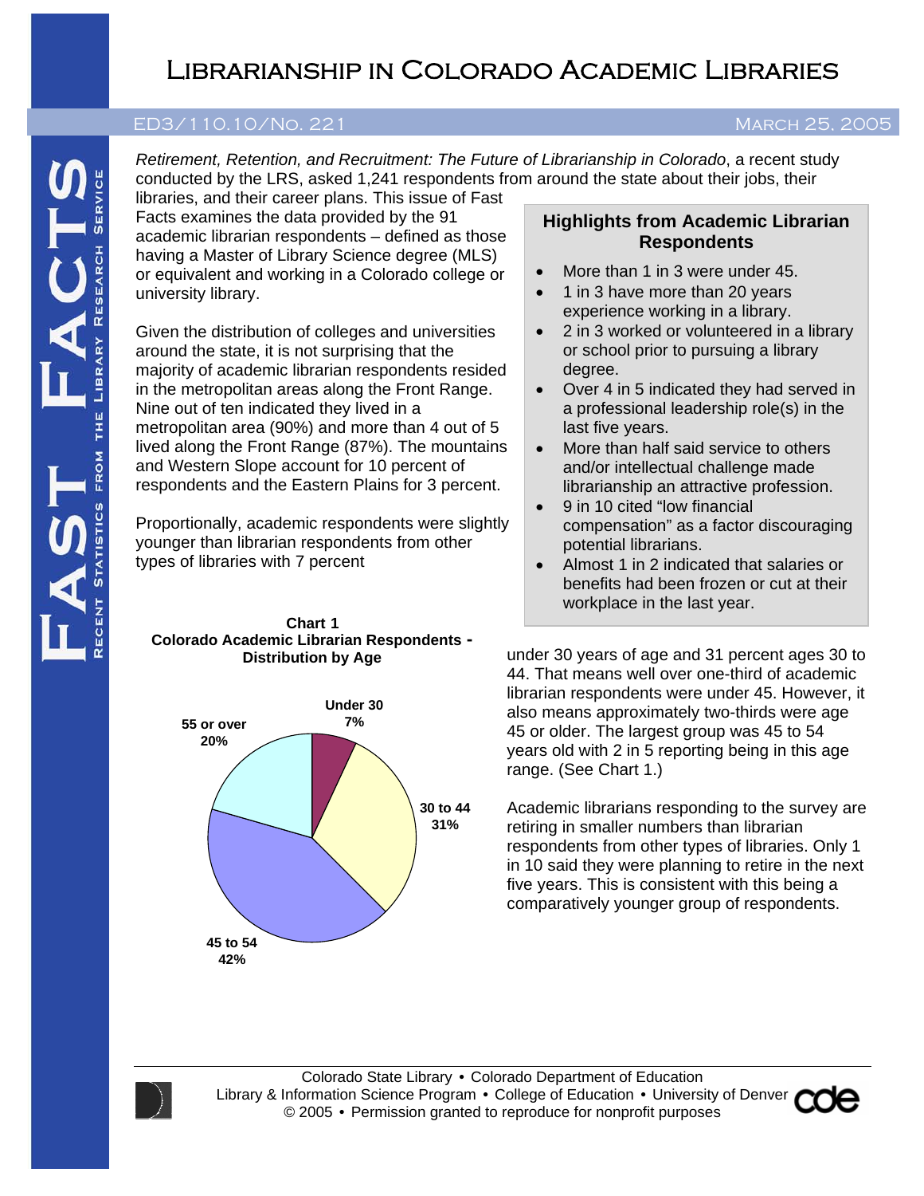# Librarianship in Colorado Academic Libraries

ED3/110.10/No. 221 March 25, 2005

*Retirement, Retention, and Recruitment: The Future of Librarianship in Colorado*, a recent study conducted by the LRS, asked 1,241 respondents from around the state about their jobs, their libraries, and their career plans. This issue of Fast Facts examines the data provided by the 91 academic librarian respondents – defined as those having a Master of Library Science degree (MLS) or equivalent and working in a Colorado college or university library.

Given the distribution of colleges and universities around the state, it is not surprising that the majority of academic librarian respondents resided in the metropolitan areas along the Front Range. Nine out of ten indicated they lived in a metropolitan area (90%) and more than 4 out of 5 lived along the Front Range (87%). The mountains and Western Slope account for 10 percent of respondents and the Eastern Plains for 3 percent.

Proportionally, academic respondents were slightly younger than librarian respondents from other types of libraries with 7 percent under 30 years of age and 31 percent ages 30 to 44. That means well over one-third of academic librarian respondents were under 45. However, it also means approximately two-thirds were age 45 or older. The largest group was 45 to 54 years old with 2 in 5 reporting being in this age range. (See Chart 1.)

**Chart 1**
**Colorado Academic Librarian Respondents - Distribution by Age**

| Age | Percent |
|---|---|
| Under 30 | 7% |
| 30 to 44 | 31% |
| 45 to 54 | 42% |
| 55 or over | 20% |

Academic librarians responding to the survey are retiring in smaller numbers than librarian respondents from other types of libraries. Only 1 in 10 said they were planning to retire in the next five years. This is consistent with this being a comparatively younger group of respondents.

### Highlights from Academic Librarian Respondents

- More than 1 in 3 were under 45.
- 1 in 3 have more than 20 years experience working in a library.
- 2 in 3 worked or volunteered in a library or school prior to pursuing a library degree.
- Over 4 in 5 indicated they had served in a professional leadership role(s) in the last five years.
- More than half said service to others and/or intellectual challenge made librarianship an attractive profession.
- 9 in 10 cited "low financial compensation" as a factor discouraging potential librarians.
- Almost 1 in 2 indicated that salaries or benefits had been frozen or cut at their workplace in the last year.

Colorado State Library • Colorado Department of Education
Library & Information Science Program • College of Education • University of Denver
© 2005 • Permission granted to reproduce for nonprofit purposes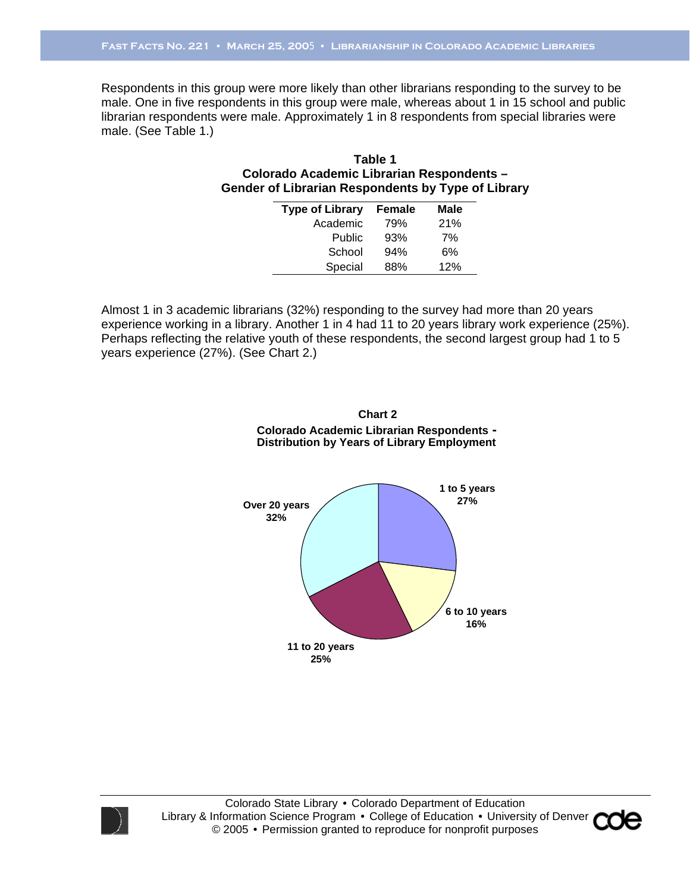Respondents in this group were more likely than other librarians responding to the survey to be male. One in five respondents in this group were male, whereas about 1 in 15 school and public librarian respondents were male. Approximately 1 in 8 respondents from special libraries were male. (See Table 1.)

**Table 1**
**Colorado Academic Librarian Respondents –**
**Gender of Librarian Respondents by Type of Library**

| Type of Library | Female | Male |
|---|---|---|
| Academic | 79% | 21% |
| Public | 93% | 7% |
| School | 94% | 6% |
| Special | 88% | 12% |

Almost 1 in 3 academic librarians (32%) responding to the survey had more than 20 years experience working in a library. Another 1 in 4 had 11 to 20 years library work experience (25%). Perhaps reflecting the relative youth of these respondents, the second largest group had 1 to 5 years experience (27%). (See Chart 2.)

**Chart 2**
**Colorado Academic Librarian Respondents - Distribution by Years of Library Employment**

| Years of Library Employment | Percent |
|---|---|
| 1 to 5 years | 27% |
| 6 to 10 years | 16% |
| 11 to 20 years | 25% |
| Over 20 years | 32% |

Colorado State Library • Colorado Department of Education
Library & Information Science Program • College of Education • University of Denver
© 2005 • Permission granted to reproduce for nonprofit purposes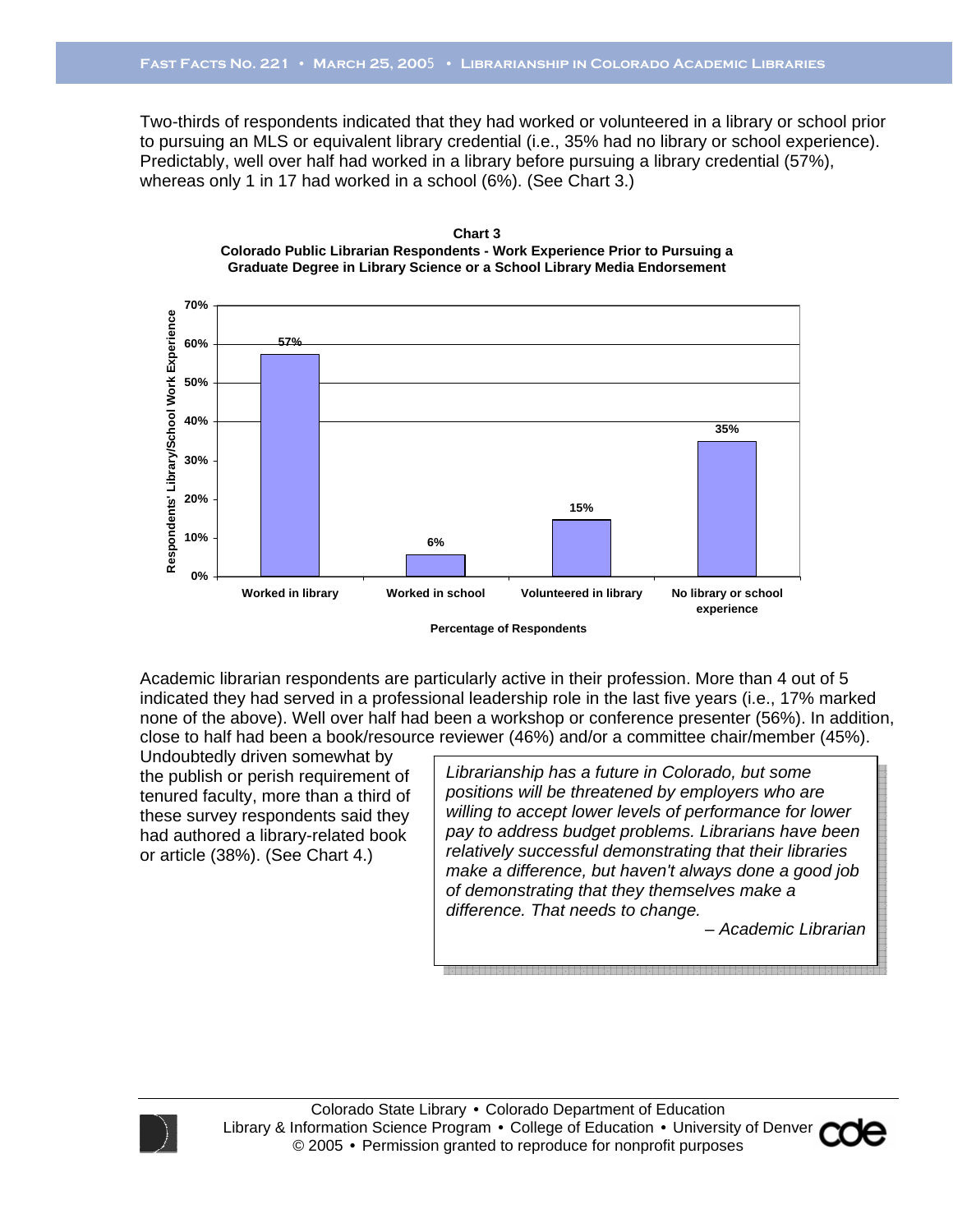Two-thirds of respondents indicated that they had worked or volunteered in a library or school prior to pursuing an MLS or equivalent library credential (i.e., 35% had no library or school experience). Predictably, well over half had worked in a library before pursuing a library credential (57%), whereas only 1 in 17 had worked in a school (6%). (See Chart 3.)

**Chart 3**
**Colorado Public Librarian Respondents - Work Experience Prior to Pursuing a Graduate Degree in Library Science or a School Library Media Endorsement**

| Percentage of Respondents | Respondents' Library/School Work Experience |
|---|---|
| Worked in library | 57% |
| Worked in school | 6% |
| Volunteered in library | 15% |
| No library or school experience | 35% |

Academic librarian respondents are particularly active in their profession. More than 4 out of 5 indicated they had served in a professional leadership role in the last five years (i.e., 17% marked none of the above). Well over half had been a workshop or conference presenter (56%). In addition, close to half had been a book/resource reviewer (46%) and/or a committee chair/member (45%). Undoubtedly driven somewhat by the publish or perish requirement of tenured faculty, more than a third of these survey respondents said they had authored a library-related book or article (38%). (See Chart 4.)

> *Librarianship has a future in Colorado, but some positions will be threatened by employers who are willing to accept lower levels of performance for lower pay to address budget problems. Librarians have been relatively successful demonstrating that their libraries make a difference, but haven't always done a good job of demonstrating that they themselves make a difference. That needs to change.*
>
> *– Academic Librarian*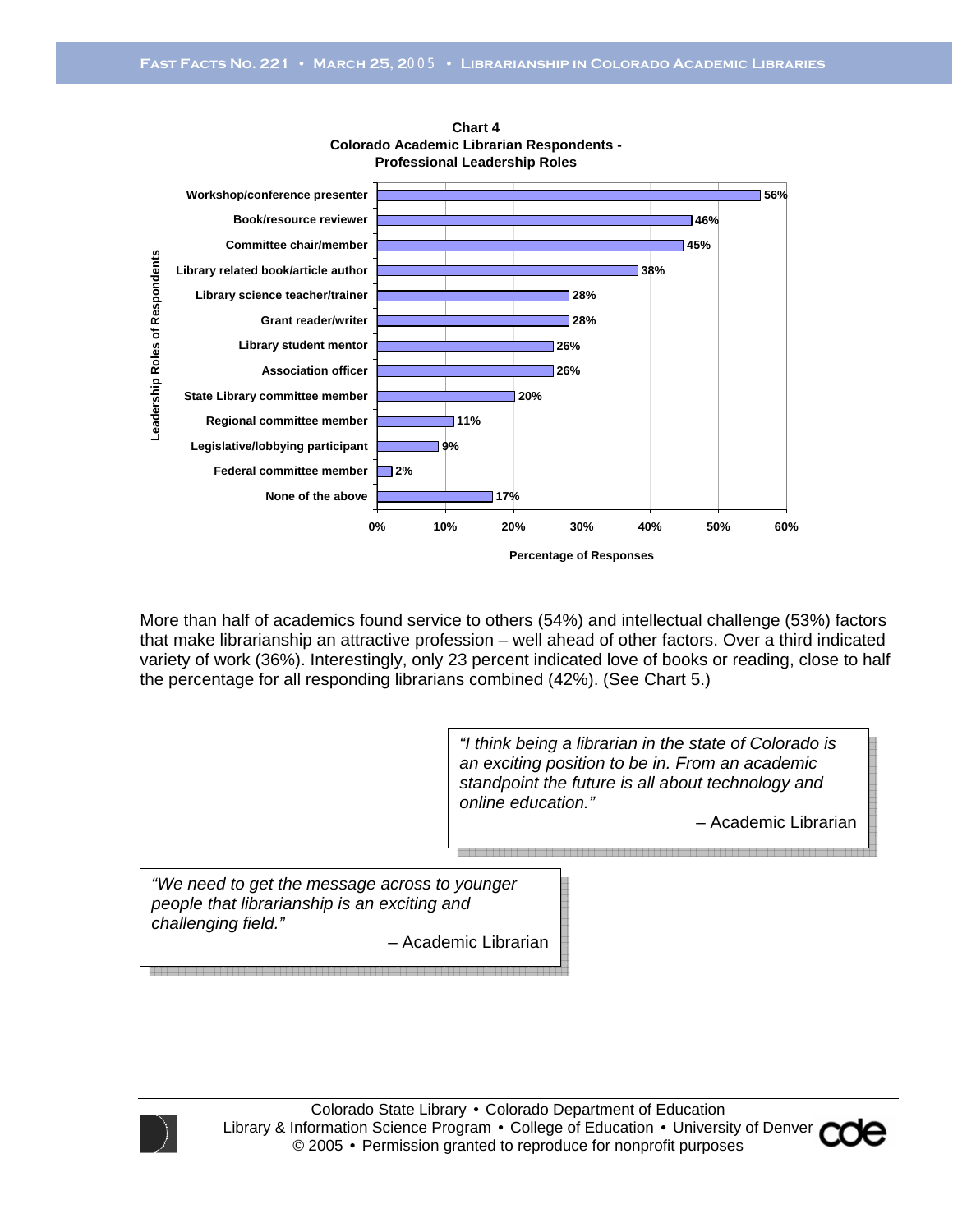**Chart 4**
**Colorado Academic Librarian Respondents - Professional Leadership Roles**

| Leadership Roles of Respondents | Percentage of Responses |
|---|---|
| Workshop/conference presenter | 56% |
| Book/resource reviewer | 46% |
| Committee chair/member | 45% |
| Library related book/article author | 38% |
| Library science teacher/trainer | 28% |
| Grant reader/writer | 28% |
| Library student mentor | 26% |
| Association officer | 26% |
| State Library committee member | 20% |
| Regional committee member | 11% |
| Legislative/lobbying participant | 9% |
| Federal committee member | 2% |
| None of the above | 17% |

More than half of academics found service to others (54%) and intellectual challenge (53%) factors that make librarianship an attractive profession – well ahead of other factors. Over a third indicated variety of work (36%). Interestingly, only 23 percent indicated love of books or reading, close to half the percentage for all responding librarians combined (42%). (See Chart 5.)

> *"I think being a librarian in the state of Colorado is an exciting position to be in. From an academic standpoint the future is all about technology and online education."*
>
> – Academic Librarian

> *"We need to get the message across to younger people that librarianship is an exciting and challenging field."*
>
> – Academic Librarian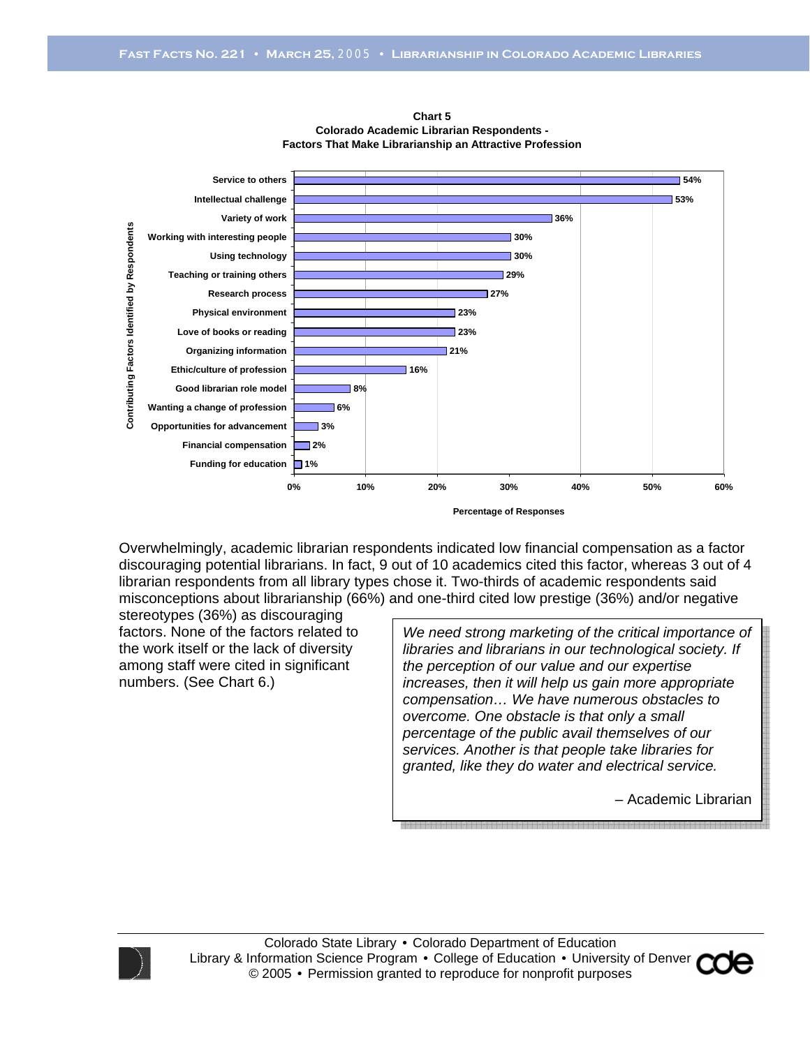**Chart 5**
**Colorado Academic Librarian Respondents - Factors That Make Librarianship an Attractive Profession**

| Contributing Factors Identified by Respondents | Percentage of Responses |
|---|---|
| Service to others | 54% |
| Intellectual challenge | 53% |
| Variety of work | 36% |
| Working with interesting people | 30% |
| Using technology | 30% |
| Teaching or training others | 29% |
| Research process | 27% |
| Physical environment | 23% |
| Love of books or reading | 23% |
| Organizing information | 21% |
| Ethic/culture of profession | 16% |
| Good librarian role model | 8% |
| Wanting a change of profession | 6% |
| Opportunities for advancement | 3% |
| Financial compensation | 2% |
| Funding for education | 1% |

Overwhelmingly, academic librarian respondents indicated low financial compensation as a factor discouraging potential librarians. In fact, 9 out of 10 academics cited this factor, whereas 3 out of 4 librarian respondents from all library types chose it. Two-thirds of academic respondents said misconceptions about librarianship (66%) and one-third cited low prestige (36%) and/or negative stereotypes (36%) as discouraging factors. None of the factors related to the work itself or the lack of diversity among staff were cited in significant numbers. (See Chart 6.)

> *We need strong marketing of the critical importance of libraries and librarians in our technological society. If the perception of our value and our expertise increases, then it will help us gain more appropriate compensation… We have numerous obstacles to overcome. One obstacle is that only a small percentage of the public avail themselves of our services. Another is that people take libraries for granted, like they do water and electrical service.*
>
> – Academic Librarian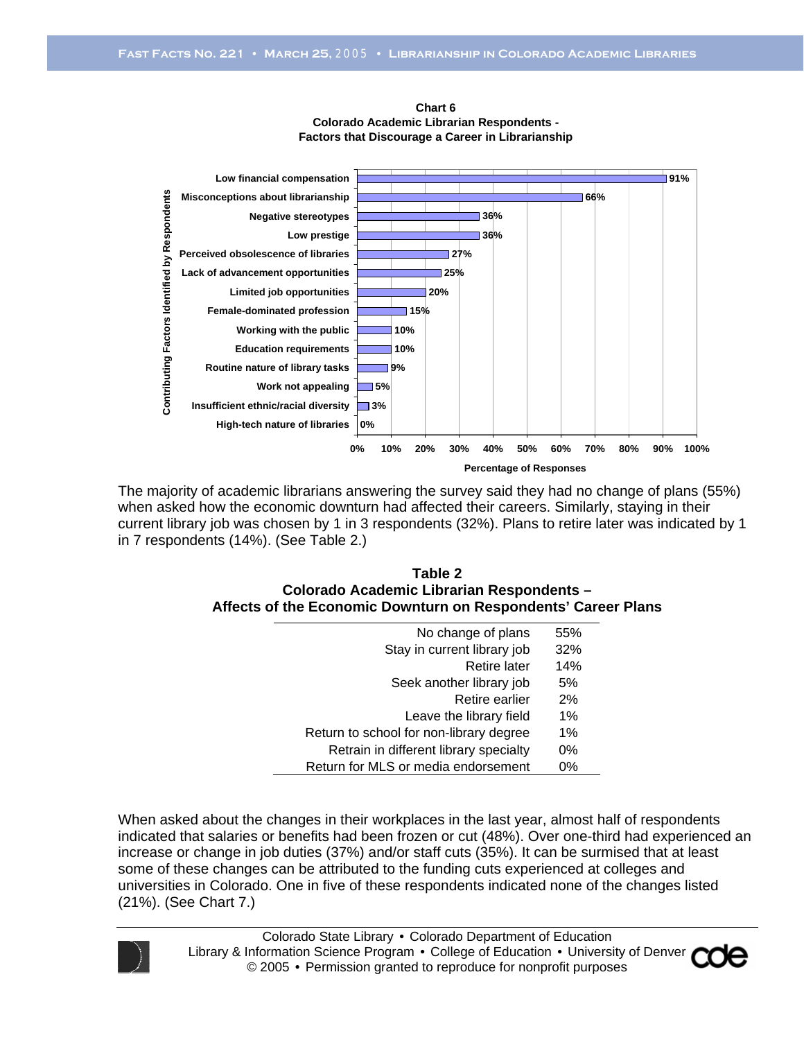**Chart 6**
**Colorado Academic Librarian Respondents - Factors that Discourage a Career in Librarianship**

| Contributing Factors Identified by Respondents | Percentage of Responses |
|---|---|
| Low financial compensation | 91% |
| Misconceptions about librarianship | 66% |
| Negative stereotypes | 36% |
| Low prestige | 36% |
| Perceived obsolescence of libraries | 27% |
| Lack of advancement opportunities | 25% |
| Limited job opportunities | 20% |
| Female-dominated profession | 15% |
| Working with the public | 10% |
| Education requirements | 10% |
| Routine nature of library tasks | 9% |
| Work not appealing | 5% |
| Insufficient ethnic/racial diversity | 3% |
| High-tech nature of libraries | 0% |

The majority of academic librarians answering the survey said they had no change of plans (55%) when asked how the economic downturn had affected their careers. Similarly, staying in their current library job was chosen by 1 in 3 respondents (32%). Plans to retire later was indicated by 1 in 7 respondents (14%). (See Table 2.)

**Table 2**
**Colorado Academic Librarian Respondents – Affects of the Economic Downturn on Respondents' Career Plans**

| | |
|---|---|
| No change of plans | 55% |
| Stay in current library job | 32% |
| Retire later | 14% |
| Seek another library job | 5% |
| Retire earlier | 2% |
| Leave the library field | 1% |
| Return to school for non-library degree | 1% |
| Retrain in different library specialty | 0% |
| Return for MLS or media endorsement | 0% |

When asked about the changes in their workplaces in the last year, almost half of respondents indicated that salaries or benefits had been frozen or cut (48%). Over one-third had experienced an increase or change in job duties (37%) and/or staff cuts (35%). It can be surmised that at least some of these changes can be attributed to the funding cuts experienced at colleges and universities in Colorado. One in five of these respondents indicated none of the changes listed (21%). (See Chart 7.)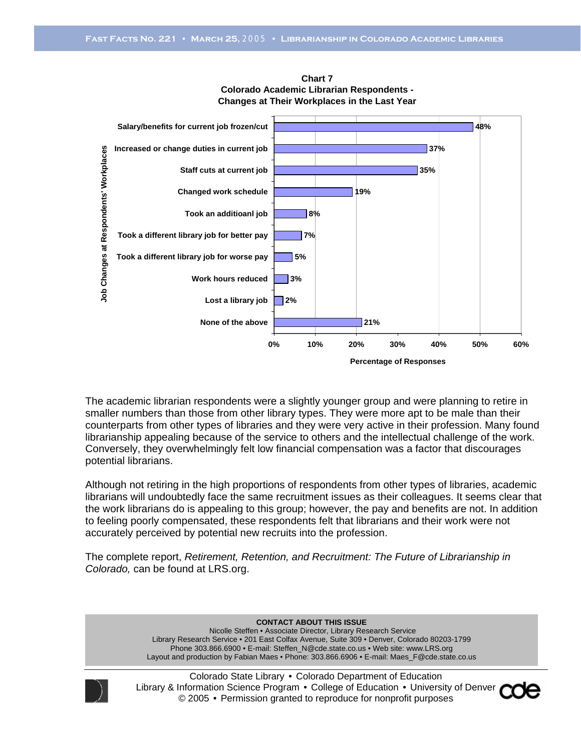**Chart 7**
**Colorado Academic Librarian Respondents - Changes at Their Workplaces in the Last Year**

| Job Changes at Respondents' Workplaces | Percentage of Responses |
|---|---|
| Salary/benefits for current job frozen/cut | 48% |
| Increased or change duties in current job | 37% |
| Staff cuts at current job | 35% |
| Changed work schedule | 19% |
| Took an additioanl job | 8% |
| Took a different library job for better pay | 7% |
| Took a different library job for worse pay | 5% |
| Work hours reduced | 3% |
| Lost a library job | 2% |
| None of the above | 21% |

The academic librarian respondents were a slightly younger group and were planning to retire in smaller numbers than those from other library types. They were more apt to be male than their counterparts from other types of libraries and they were very active in their profession. Many found librarianship appealing because of the service to others and the intellectual challenge of the work. Conversely, they overwhelmingly felt low financial compensation was a factor that discourages potential librarians.

Although not retiring in the high proportions of respondents from other types of libraries, academic librarians will undoubtedly face the same recruitment issues as their colleagues. It seems clear that the work librarians do is appealing to this group; however, the pay and benefits are not. In addition to feeling poorly compensated, these respondents felt that librarians and their work were not accurately perceived by potential new recruits into the profession.

The complete report, *Retirement, Retention, and Recruitment: The Future of Librarianship in Colorado,* can be found at LRS.org.

**CONTACT ABOUT THIS ISSUE**
Nicolle Steffen • Associate Director, Library Research Service
Library Research Service • 201 East Colfax Avenue, Suite 309 • Denver, Colorado 80203-1799
Phone 303.866.6900 • E-mail: Steffen_N@cde.state.co.us • Web site: www.LRS.org
Layout and production by Fabian Maes • Phone: 303.866.6906 • E-mail: Maes_F@cde.state.co.us

Colorado State Library • Colorado Department of Education
Library & Information Science Program • College of Education • University of Denver
© 2005 • Permission granted to reproduce for nonprofit purposes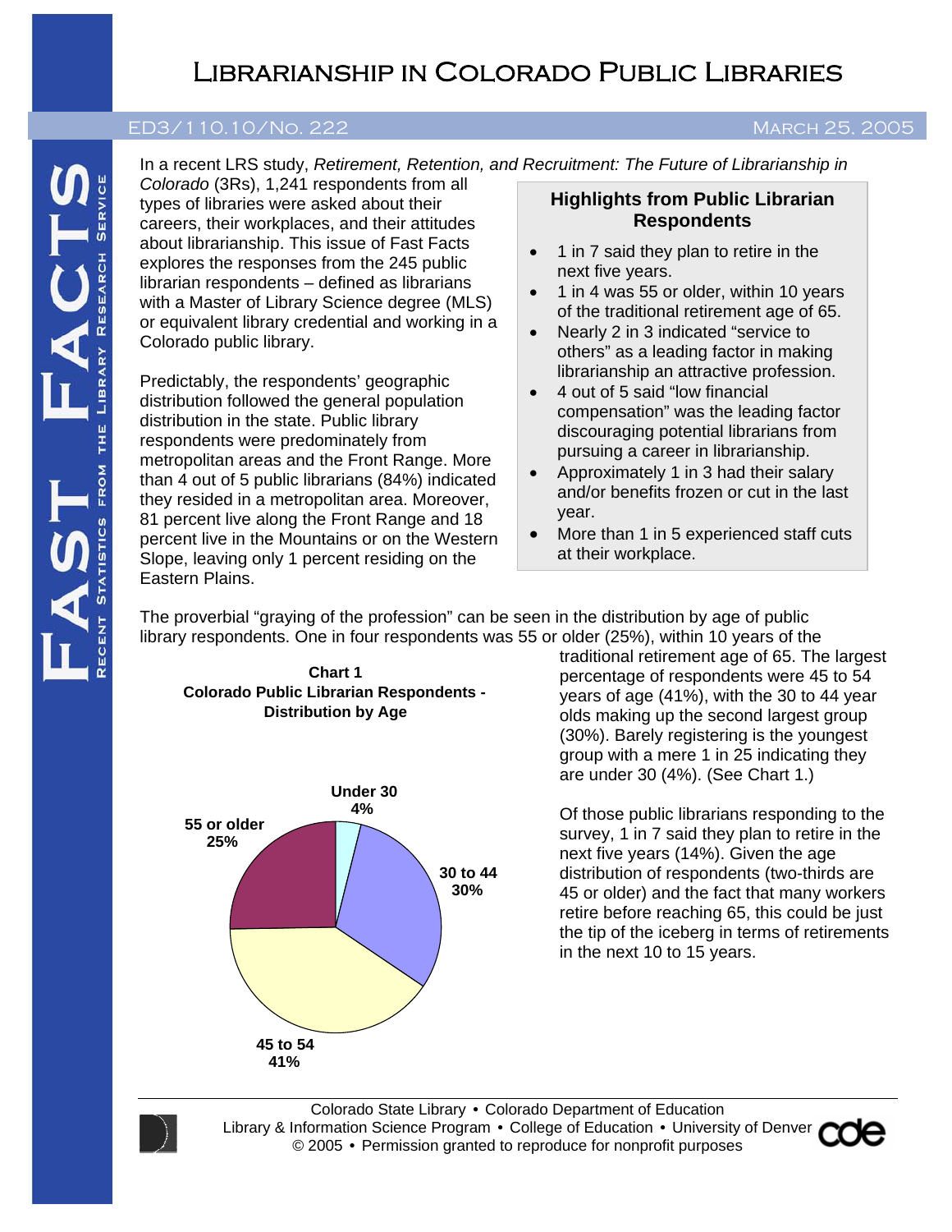# Librarianship in Colorado Public Libraries

ED3/110.10/No. 222 — March 25, 2005

In a recent LRS study, *Retirement, Retention, and Recruitment: The Future of Librarianship in Colorado* (3Rs), 1,241 respondents from all types of libraries were asked about their careers, their workplaces, and their attitudes about librarianship. This issue of Fast Facts explores the responses from the 245 public librarian respondents – defined as librarians with a Master of Library Science degree (MLS) or equivalent library credential and working in a Colorado public library.

Predictably, the respondents' geographic distribution followed the general population distribution in the state. Public library respondents were predominately from metropolitan areas and the Front Range. More than 4 out of 5 public librarians (84%) indicated they resided in a metropolitan area. Moreover, 81 percent live along the Front Range and 18 percent live in the Mountains or on the Western Slope, leaving only 1 percent residing on the Eastern Plains.

### Highlights from Public Librarian Respondents

- 1 in 7 said they plan to retire in the next five years.
- 1 in 4 was 55 or older, within 10 years of the traditional retirement age of 65.
- Nearly 2 in 3 indicated "service to others" as a leading factor in making librarianship an attractive profession.
- 4 out of 5 said "low financial compensation" was the leading factor discouraging potential librarians from pursuing a career in librarianship.
- Approximately 1 in 3 had their salary and/or benefits frozen or cut in the last year.
- More than 1 in 5 experienced staff cuts at their workplace.

The proverbial "graying of the profession" can be seen in the distribution by age of public library respondents. One in four respondents was 55 or older (25%), within 10 years of the traditional retirement age of 65. The largest percentage of respondents were 45 to 54 years of age (41%), with the 30 to 44 year olds making up the second largest group (30%). Barely registering is the youngest group with a mere 1 in 25 indicating they are under 30 (4%). (See Chart 1.)

**Chart 1**
**Colorado Public Librarian Respondents - Distribution by Age**

| Age group | Percent |
|---|---|
| Under 30 | 4% |
| 30 to 44 | 30% |
| 45 to 54 | 41% |
| 55 or older | 25% |

Of those public librarians responding to the survey, 1 in 7 said they plan to retire in the next five years (14%). Given the age distribution of respondents (two-thirds are 45 or older) and the fact that many workers retire before reaching 65, this could be just the tip of the iceberg in terms of retirements in the next 10 to 15 years.

Colorado State Library • Colorado Department of Education
Library & Information Science Program • College of Education • University of Denver
© 2005 • Permission granted to reproduce for nonprofit purposes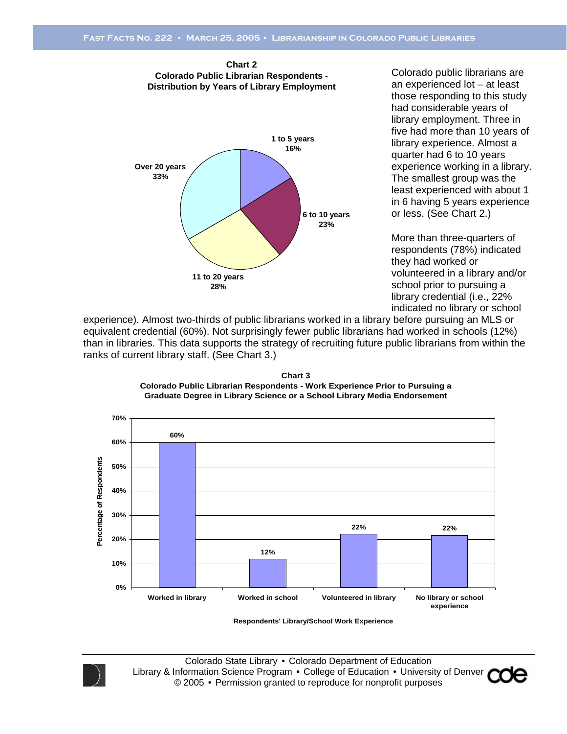**Chart 2**
**Colorado Public Librarian Respondents - Distribution by Years of Library Employment**

| Years of Library Employment | Percentage |
|---|---|
| 1 to 5 years | 16% |
| 6 to 10 years | 23% |
| 11 to 20 years | 28% |
| Over 20 years | 33% |

Colorado public librarians are an experienced lot – at least those responding to this study had considerable years of library employment. Three in five had more than 10 years of library experience. Almost a quarter had 6 to 10 years experience working in a library. The smallest group was the least experienced with about 1 in 6 having 5 years experience or less. (See Chart 2.)

More than three-quarters of respondents (78%) indicated they had worked or volunteered in a library and/or school prior to pursuing a library credential (i.e., 22% indicated no library or school experience). Almost two-thirds of public librarians worked in a library before pursuing an MLS or equivalent credential (60%). Not surprisingly fewer public librarians had worked in schools (12%) than in libraries. This data supports the strategy of recruiting future public librarians from within the ranks of current library staff. (See Chart 3.)

**Chart 3**
**Colorado Public Librarian Respondents - Work Experience Prior to Pursuing a Graduate Degree in Library Science or a School Library Media Endorsement**

| Respondents' Library/School Work Experience | Percentage of Respondents |
|---|---|
| Worked in library | 60% |
| Worked in school | 12% |
| Volunteered in library | 22% |
| No library or school experience | 22% |

Colorado State Library • Colorado Department of Education
Library & Information Science Program • College of Education • University of Denver
© 2005 • Permission granted to reproduce for nonprofit purposes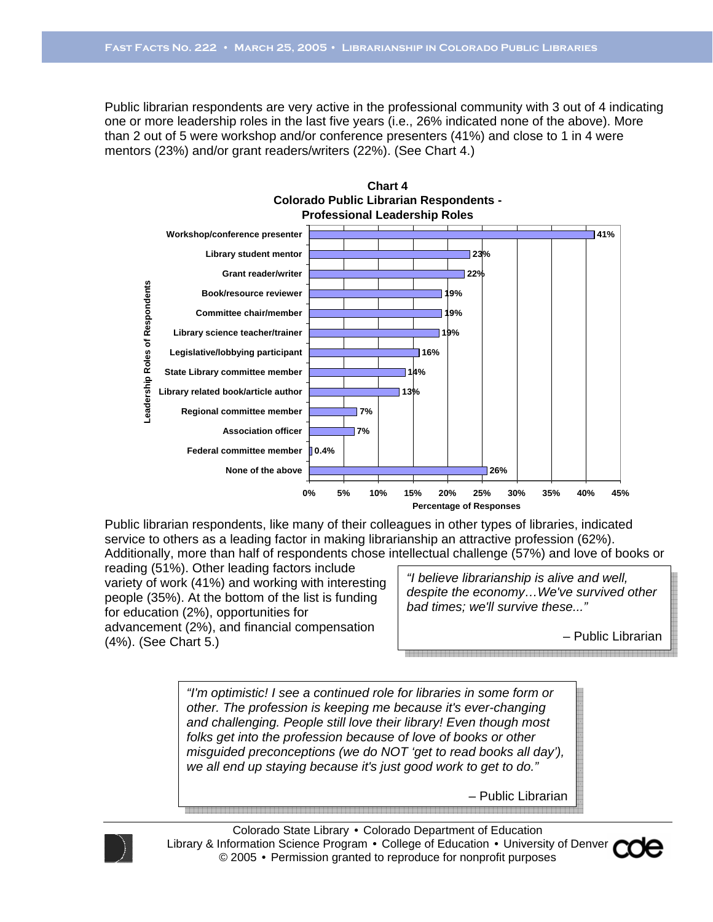Public librarian respondents are very active in the professional community with 3 out of 4 indicating one or more leadership roles in the last five years (i.e., 26% indicated none of the above). More than 2 out of 5 were workshop and/or conference presenters (41%) and close to 1 in 4 were mentors (23%) and/or grant readers/writers (22%). (See Chart 4.)

**Chart 4**
**Colorado Public Librarian Respondents - Professional Leadership Roles**

| Leadership Roles of Respondents | Percentage of Responses |
|---|---|
| Workshop/conference presenter | 41% |
| Library student mentor | 23% |
| Grant reader/writer | 22% |
| Book/resource reviewer | 19% |
| Committee chair/member | 19% |
| Library science teacher/trainer | 19% |
| Legislative/lobbying participant | 16% |
| State Library committee member | 14% |
| Library related book/article author | 13% |
| Regional committee member | 7% |
| Association officer | 7% |
| Federal committee member | 0.4% |
| None of the above | 26% |

Public librarian respondents, like many of their colleagues in other types of libraries, indicated service to others as a leading factor in making librarianship an attractive profession (62%). Additionally, more than half of respondents chose intellectual challenge (57%) and love of books or reading (51%). Other leading factors include variety of work (41%) and working with interesting people (35%). At the bottom of the list is funding for education (2%), opportunities for advancement (2%), and financial compensation (4%). (See Chart 5.)

> *"I believe librarianship is alive and well, despite the economy…We've survived other bad times; we'll survive these..."*
>
> – Public Librarian

> *"I'm optimistic! I see a continued role for libraries in some form or other. The profession is keeping me because it's ever-changing and challenging. People still love their library! Even though most folks get into the profession because of love of books or other misguided preconceptions (we do NOT 'get to read books all day'), we all end up staying because it's just good work to get to do."*
>
> – Public Librarian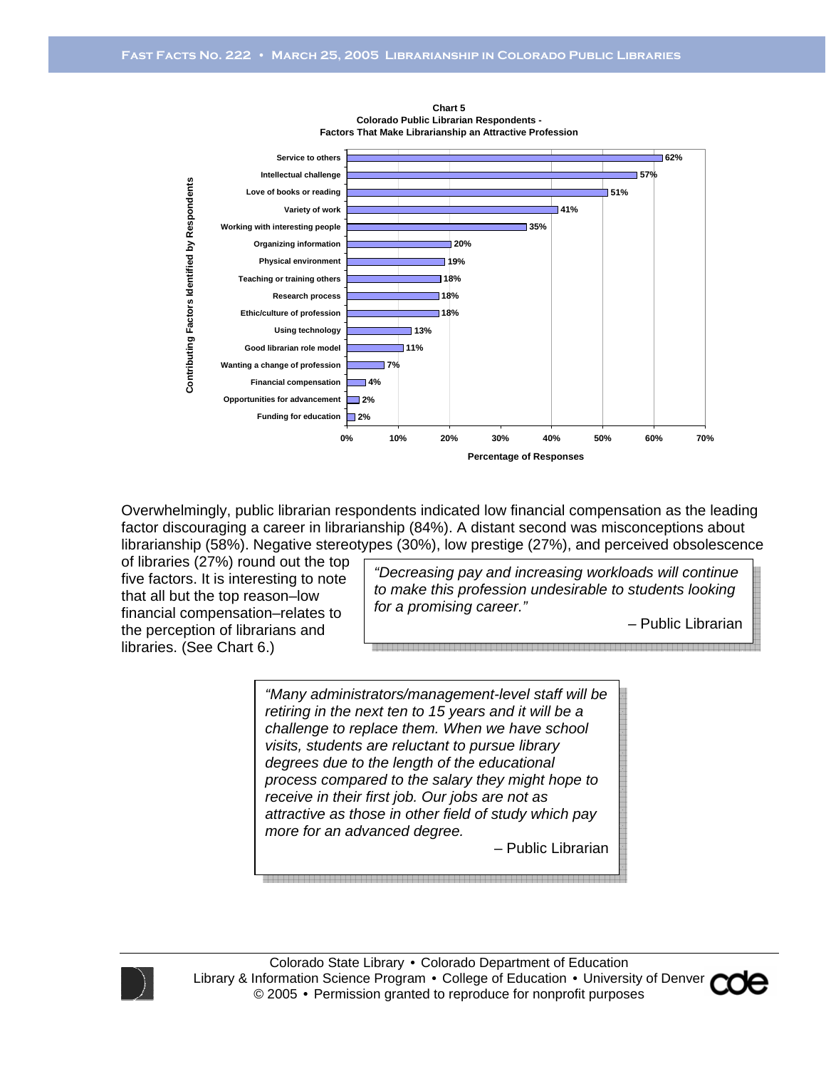**Chart 5**
**Colorado Public Librarian Respondents - Factors That Make Librarianship an Attractive Profession**

| Contributing Factors Identified by Respondents | Percentage of Responses |
|---|---|
| Service to others | 62% |
| Intellectual challenge | 57% |
| Love of books or reading | 51% |
| Variety of work | 41% |
| Working with interesting people | 35% |
| Organizing information | 20% |
| Physical environment | 19% |
| Teaching or training others | 18% |
| Research process | 18% |
| Ethic/culture of profession | 18% |
| Using technology | 13% |
| Good librarian role model | 11% |
| Wanting a change of profession | 7% |
| Financial compensation | 4% |
| Opportunities for advancement | 2% |
| Funding for education | 2% |

Overwhelmingly, public librarian respondents indicated low financial compensation as the leading factor discouraging a career in librarianship (84%). A distant second was misconceptions about librarianship (58%). Negative stereotypes (30%), low prestige (27%), and perceived obsolescence of libraries (27%) round out the top five factors. It is interesting to note that all but the top reason–low financial compensation–relates to the perception of librarians and libraries. (See Chart 6.)

> *"Decreasing pay and increasing workloads will continue to make this profession undesirable to students looking for a promising career."*
>
> – Public Librarian

> *"Many administrators/management-level staff will be retiring in the next ten to 15 years and it will be a challenge to replace them. When we have school visits, students are reluctant to pursue library degrees due to the length of the educational process compared to the salary they might hope to receive in their first job. Our jobs are not as attractive as those in other field of study which pay more for an advanced degree.*
>
> – Public Librarian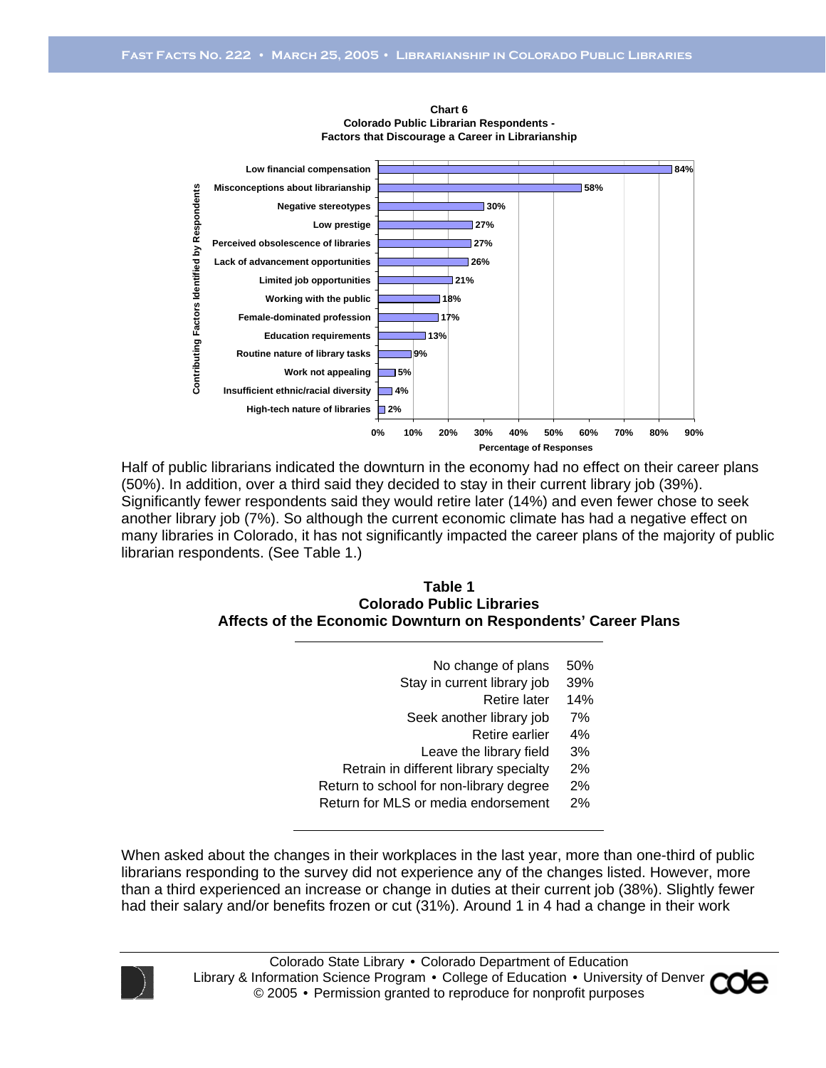**Chart 6**
**Colorado Public Librarian Respondents - Factors that Discourage a Career in Librarianship**

| Contributing Factors Identified by Respondents | Percentage of Responses |
|---|---|
| Low financial compensation | 84% |
| Misconceptions about librarianship | 58% |
| Negative stereotypes | 30% |
| Low prestige | 27% |
| Perceived obsolescence of libraries | 27% |
| Lack of advancement opportunities | 26% |
| Limited job opportunities | 21% |
| Working with the public | 18% |
| Female-dominated profession | 17% |
| Education requirements | 13% |
| Routine nature of library tasks | 9% |
| Work not appealing | 5% |
| Insufficient ethnic/racial diversity | 4% |
| High-tech nature of libraries | 2% |

Half of public librarians indicated the downturn in the economy had no effect on their career plans (50%). In addition, over a third said they decided to stay in their current library job (39%). Significantly fewer respondents said they would retire later (14%) and even fewer chose to seek another library job (7%). So although the current economic climate has had a negative effect on many libraries in Colorado, it has not significantly impacted the career plans of the majority of public librarian respondents. (See Table 1.)

**Table 1**
**Colorado Public Libraries**
**Affects of the Economic Downturn on Respondents' Career Plans**

| | |
|---|---|
| No change of plans | 50% |
| Stay in current library job | 39% |
| Retire later | 14% |
| Seek another library job | 7% |
| Retire earlier | 4% |
| Leave the library field | 3% |
| Retrain in different library specialty | 2% |
| Return to school for non-library degree | 2% |
| Return for MLS or media endorsement | 2% |

When asked about the changes in their workplaces in the last year, more than one-third of public librarians responding to the survey did not experience any of the changes listed. However, more than a third experienced an increase or change in duties at their current job (38%). Slightly fewer had their salary and/or benefits frozen or cut (31%). Around 1 in 4 had a change in their work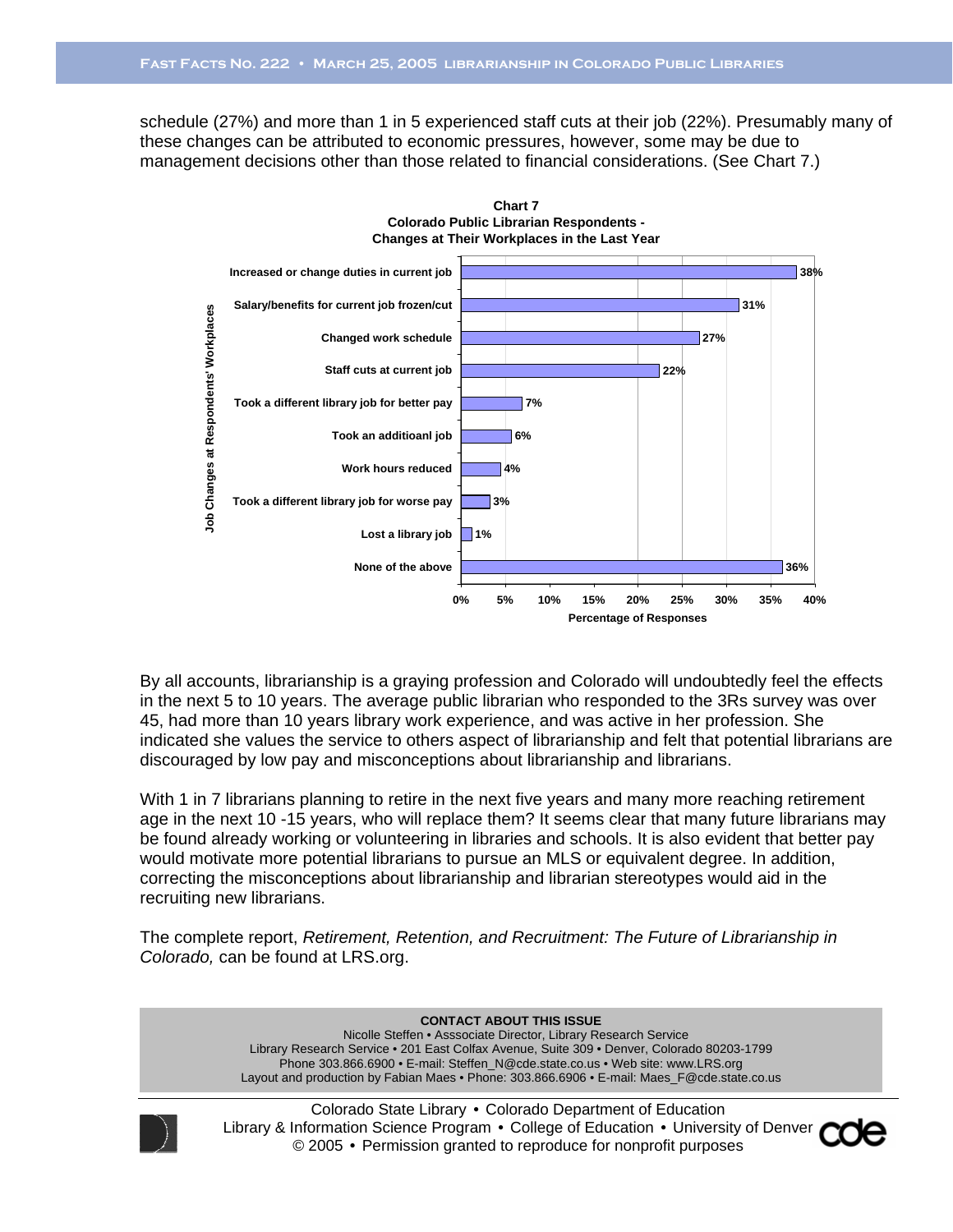schedule (27%) and more than 1 in 5 experienced staff cuts at their job (22%). Presumably many of these changes can be attributed to economic pressures, however, some may be due to management decisions other than those related to financial considerations. (See Chart 7.)

**Chart 7**
**Colorado Public Librarian Respondents - Changes at Their Workplaces in the Last Year**

| Job Changes at Respondents' Workplaces | Percentage of Responses |
|---|---|
| Increased or change duties in current job | 38% |
| Salary/benefits for current job frozen/cut | 31% |
| Changed work schedule | 27% |
| Staff cuts at current job | 22% |
| Took a different library job for better pay | 7% |
| Took an additioanl job | 6% |
| Work hours reduced | 4% |
| Took a different library job for worse pay | 3% |
| Lost a library job | 1% |
| None of the above | 36% |

By all accounts, librarianship is a graying profession and Colorado will undoubtedly feel the effects in the next 5 to 10 years. The average public librarian who responded to the 3Rs survey was over 45, had more than 10 years library work experience, and was active in her profession. She indicated she values the service to others aspect of librarianship and felt that potential librarians are discouraged by low pay and misconceptions about librarianship and librarians.

With 1 in 7 librarians planning to retire in the next five years and many more reaching retirement age in the next 10 -15 years, who will replace them? It seems clear that many future librarians may be found already working or volunteering in libraries and schools. It is also evident that better pay would motivate more potential librarians to pursue an MLS or equivalent degree. In addition, correcting the misconceptions about librarianship and librarian stereotypes would aid in the recruiting new librarians.

The complete report, *Retirement, Retention, and Recruitment: The Future of Librarianship in Colorado,* can be found at LRS.org.

**CONTACT ABOUT THIS ISSUE**
Nicolle Steffen • Asssociate Director, Library Research Service
Library Research Service • 201 East Colfax Avenue, Suite 309 • Denver, Colorado 80203-1799
Phone 303.866.6900 • E-mail: Steffen_N@cde.state.co.us • Web site: www.LRS.org
Layout and production by Fabian Maes • Phone: 303.866.6906 • E-mail: Maes_F@cde.state.co.us

Colorado State Library • Colorado Department of Education
Library & Information Science Program • College of Education • University of Denver
© 2005 • Permission granted to reproduce for nonprofit purposes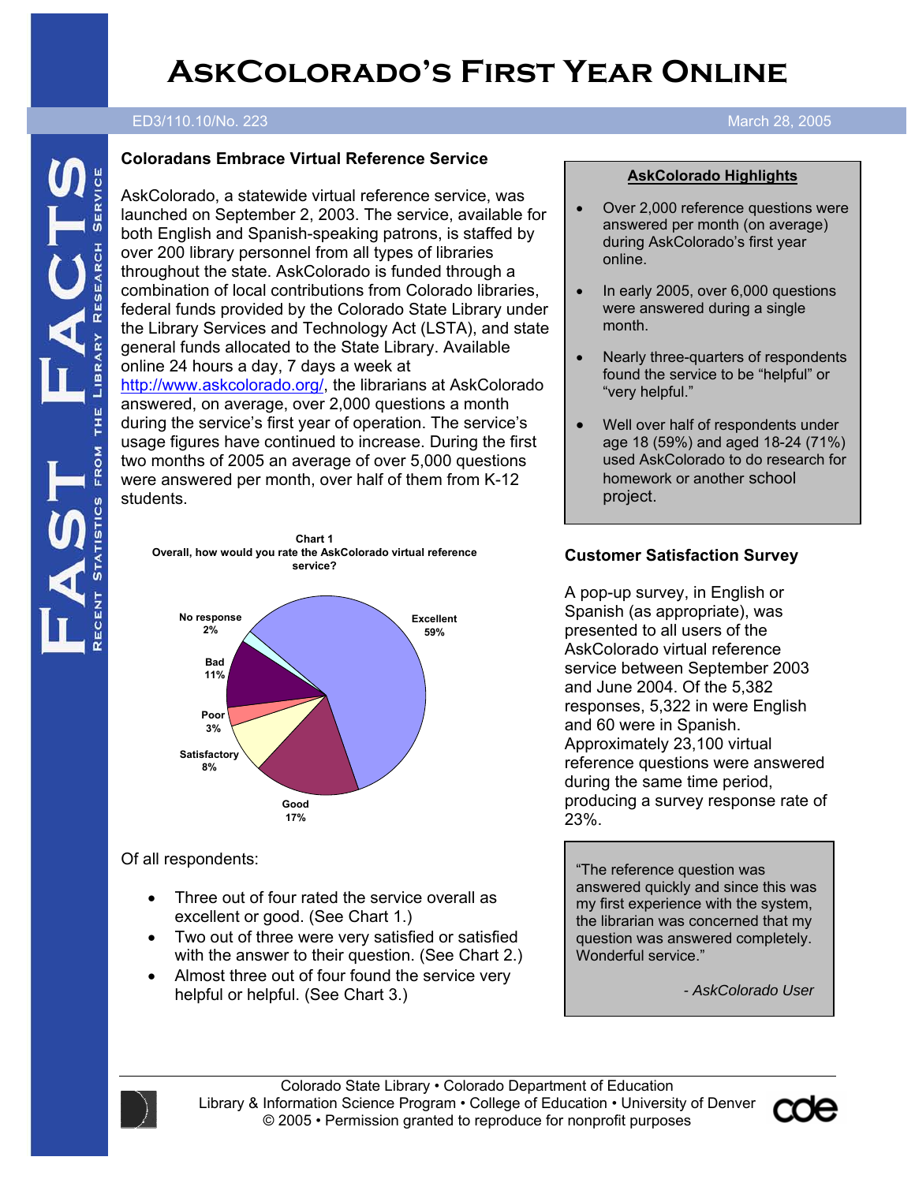# AskColorado's First Year Online

ED3/110.10/No. 223 March 28, 2005

FAST FACTS — Recent Statistics from the Library Research Service

## Coloradans Embrace Virtual Reference Service

AskColorado, a statewide virtual reference service, was launched on September 2, 2003. The service, available for both English and Spanish-speaking patrons, is staffed by over 200 library personnel from all types of libraries throughout the state. AskColorado is funded through a combination of local contributions from Colorado libraries, federal funds provided by the Colorado State Library under the Library Services and Technology Act (LSTA), and state general funds allocated to the State Library. Available online 24 hours a day, 7 days a week at http://www.askcolorado.org/, the librarians at AskColorado answered, on average, over 2,000 questions a month during the service's first year of operation. The service's usage figures have continued to increase. During the first two months of 2005 an average of over 5,000 questions were answered per month, over half of them from K-12 students.

**Chart 1**
**Overall, how would you rate the AskColorado virtual reference service?**

| Rating | Percent |
|---|---|
| Excellent | 59% |
| Good | 17% |
| Satisfactory | 8% |
| Poor | 3% |
| Bad | 11% |
| No response | 2% |

Of all respondents:

- Three out of four rated the service overall as excellent or good. (See Chart 1.)
- Two out of three were very satisfied or satisfied with the answer to their question. (See Chart 2.)
- Almost three out of four found the service very helpful or helpful. (See Chart 3.)

**AskColorado Highlights**

- Over 2,000 reference questions were answered per month (on average) during AskColorado's first year online.
- In early 2005, over 6,000 questions were answered during a single month.
- Nearly three-quarters of respondents found the service to be "helpful" or "very helpful."
- Well over half of respondents under age 18 (59%) and aged 18-24 (71%) used AskColorado to do research for homework or another school project.

## Customer Satisfaction Survey

A pop-up survey, in English or Spanish (as appropriate), was presented to all users of the AskColorado virtual reference service between September 2003 and June 2004. Of the 5,382 responses, 5,322 in were English and 60 were in Spanish. Approximately 23,100 virtual reference questions were answered during the same time period, producing a survey response rate of 23%.

"The reference question was answered quickly and since this was my first experience with the system, the librarian was concerned that my question was answered completely. Wonderful service."

*- AskColorado User*

Colorado State Library • Colorado Department of Education
Library & Information Science Program • College of Education • University of Denver
© 2005 • Permission granted to reproduce for nonprofit purposes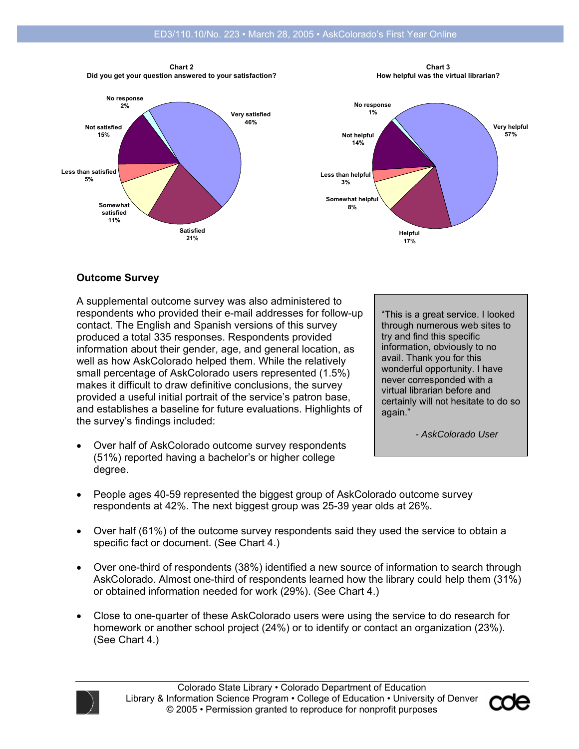**Chart 2**
**Did you get your question answered to your satisfaction?**

| Response | Percent |
|---|---|
| Very satisfied | 46% |
| Satisfied | 21% |
| Somewhat satisfied | 11% |
| Less than satisfied | 5% |
| Not satisfied | 15% |
| No response | 2% |

**Chart 3**
**How helpful was the virtual librarian?**

| Response | Percent |
|---|---|
| Very helpful | 57% |
| Helpful | 17% |
| Somewhat helpful | 8% |
| Less than helpful | 3% |
| Not helpful | 14% |
| No response | 1% |

## Outcome Survey

A supplemental outcome survey was also administered to respondents who provided their e-mail addresses for follow-up contact. The English and Spanish versions of this survey produced a total 335 responses. Respondents provided information about their gender, age, and general location, as well as how AskColorado helped them. While the relatively small percentage of AskColorado users represented (1.5%) makes it difficult to draw definitive conclusions, the survey provided a useful initial portrait of the service's patron base, and establishes a baseline for future evaluations. Highlights of the survey's findings included:

> "This is a great service. I looked through numerous web sites to try and find this specific information, obviously to no avail. Thank you for this wonderful opportunity. I have never corresponded with a virtual librarian before and certainly will not hesitate to do so again."
>
> *- AskColorado User*

- Over half of AskColorado outcome survey respondents (51%) reported having a bachelor's or higher college degree.
- People ages 40-59 represented the biggest group of AskColorado outcome survey respondents at 42%. The next biggest group was 25-39 year olds at 26%.
- Over half (61%) of the outcome survey respondents said they used the service to obtain a specific fact or document. (See Chart 4.)
- Over one-third of respondents (38%) identified a new source of information to search through AskColorado. Almost one-third of respondents learned how the library could help them (31%) or obtained information needed for work (29%). (See Chart 4.)
- Close to one-quarter of these AskColorado users were using the service to do research for homework or another school project (24%) or to identify or contact an organization (23%). (See Chart 4.)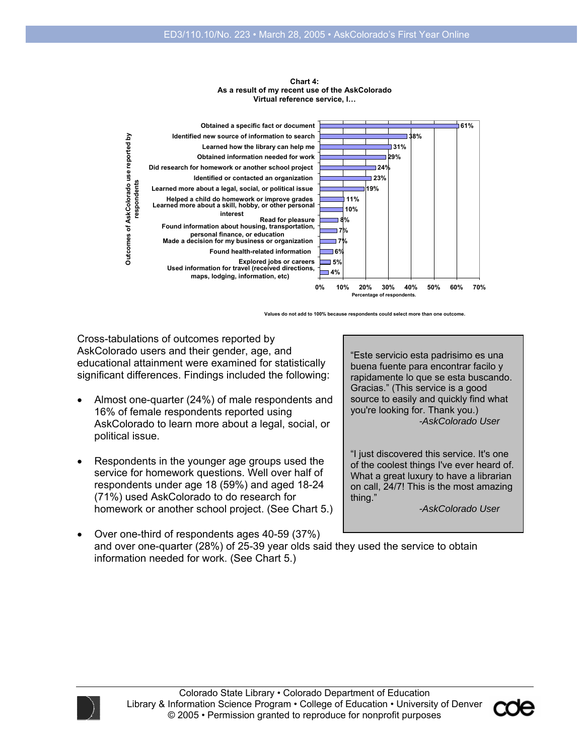**Chart 4:**
**As a result of my recent use of the AskColorado Virtual reference service, I…**

| Outcomes of AskColorado use reported by respondents | Percentage of respondents |
| --- | --- |
| Obtained a specific fact or document | 61% |
| Identified new source of information to search | 38% |
| Learned how the library can help me | 31% |
| Obtained information needed for work | 29% |
| Did research for homework or another school project | 24% |
| Identified or contacted an organization | 23% |
| Learned more about a legal, social, or political issue | 19% |
| Helped a child do homework or improve grades | 11% |
| Learned more about a skill, hobby, or other personal interest | 10% |
| Read for pleasure | 8% |
| Found information about housing, transportation, personal finance, or education | 7% |
| Made a decision for my business or organization | 7% |
| Found health-related information | 6% |
| Explored jobs or careers | 5% |
| Used information for travel (received directions, maps, lodging, information, etc) | 4% |

Values do not add to 100% because respondents could select more than one outcome.

Cross-tabulations of outcomes reported by AskColorado users and their gender, age, and educational attainment were examined for statistically significant differences. Findings included the following:

- Almost one-quarter (24%) of male respondents and 16% of female respondents reported using AskColorado to learn more about a legal, social, or political issue.
- Respondents in the younger age groups used the service for homework questions. Well over half of respondents under age 18 (59%) and aged 18-24 (71%) used AskColorado to do research for homework or another school project. (See Chart 5.)
- Over one-third of respondents ages 40-59 (37%) and over one-quarter (28%) of 25-39 year olds said they used the service to obtain information needed for work. (See Chart 5.)

> "Este servicio esta padrisimo es una buena fuente para encontrar facilo y rapidamente lo que se esta buscando. Gracias." (This service is a good source to easily and quickly find what you're looking for. Thank you.)
>
> *-AskColorado User*
>
> "I just discovered this service. It's one of the coolest things I've ever heard of. What a great luxury to have a librarian on call, 24/7! This is the most amazing thing."
>
> *-AskColorado User*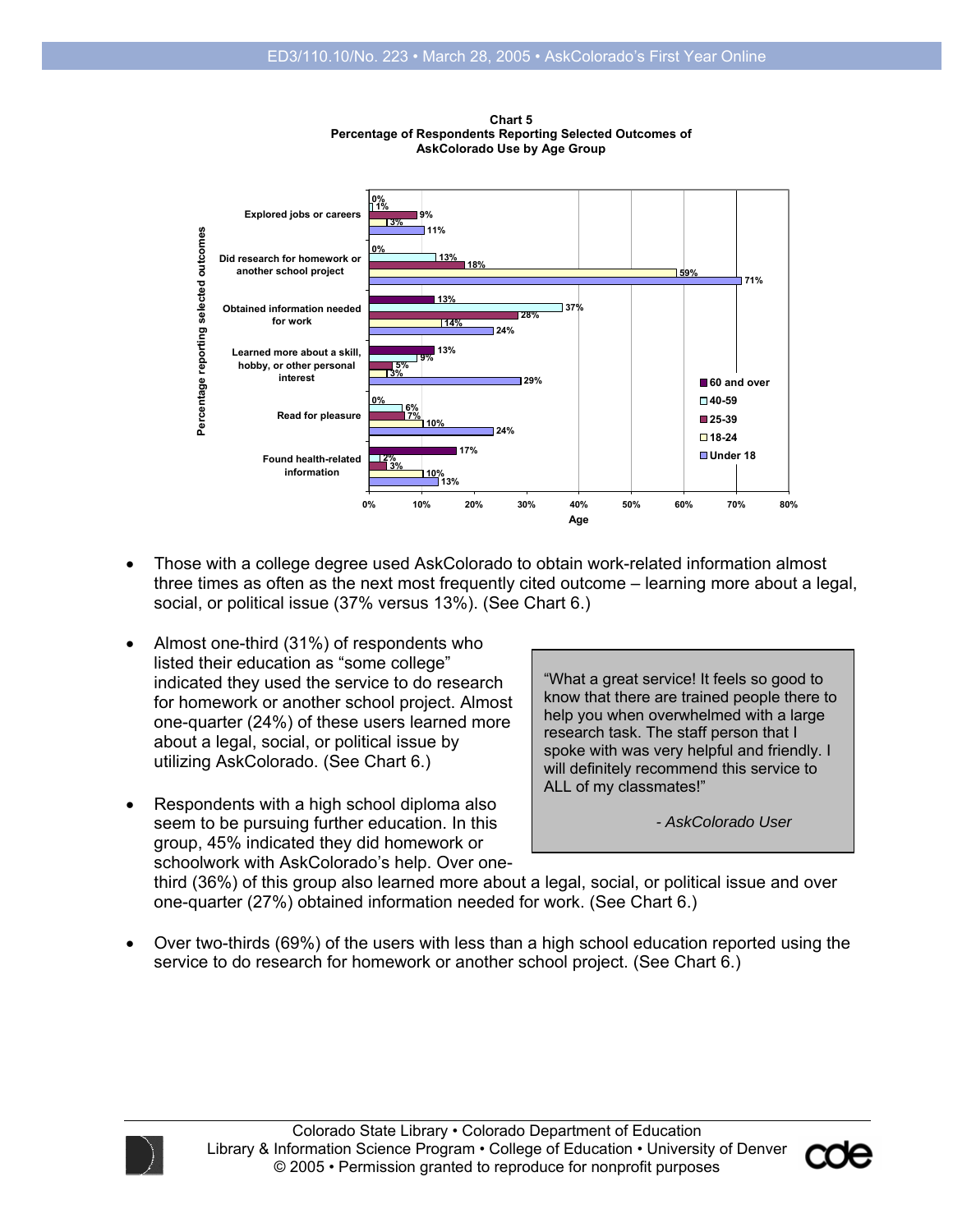**Chart 5**
**Percentage of Respondents Reporting Selected Outcomes of AskColorado Use by Age Group**

| Percentage reporting selected outcomes | 60 and over | 40-59 | 25-39 | 18-24 | Under 18 |
|---|---|---|---|---|---|
| Explored jobs or careers | 0% | 1% | 9% | 3% | 11% |
| Did research for homework or another school project | 0% | 13% | 18% | 59% | 71% |
| Obtained information needed for work | 13% | 37% | 28% | 14% | 24% |
| Learned more about a skill, hobby, or other personal interest | 13% | 9% | 5% | 3% | 29% |
| Read for pleasure | 0% | 6% | 7% | 10% | 24% |
| Found health-related information | 17% | 2% | 3% | 10% | 13% |

Age

- Those with a college degree used AskColorado to obtain work-related information almost three times as often as the next most frequently cited outcome – learning more about a legal, social, or political issue (37% versus 13%). (See Chart 6.)

- Almost one-third (31%) of respondents who listed their education as "some college" indicated they used the service to do research for homework or another school project. Almost one-quarter (24%) of these users learned more about a legal, social, or political issue by utilizing AskColorado. (See Chart 6.)

- Respondents with a high school diploma also seem to be pursuing further education. In this group, 45% indicated they did homework or schoolwork with AskColorado's help. Over one-third (36%) of this group also learned more about a legal, social, or political issue and over one-quarter (27%) obtained information needed for work. (See Chart 6.)

- Over two-thirds (69%) of the users with less than a high school education reported using the service to do research for homework or another school project. (See Chart 6.)

> "What a great service! It feels so good to know that there are trained people there to help you when overwhelmed with a large research task. The staff person that I spoke with was very helpful and friendly. I will definitely recommend this service to ALL of my classmates!"
>
> *- AskColorado User*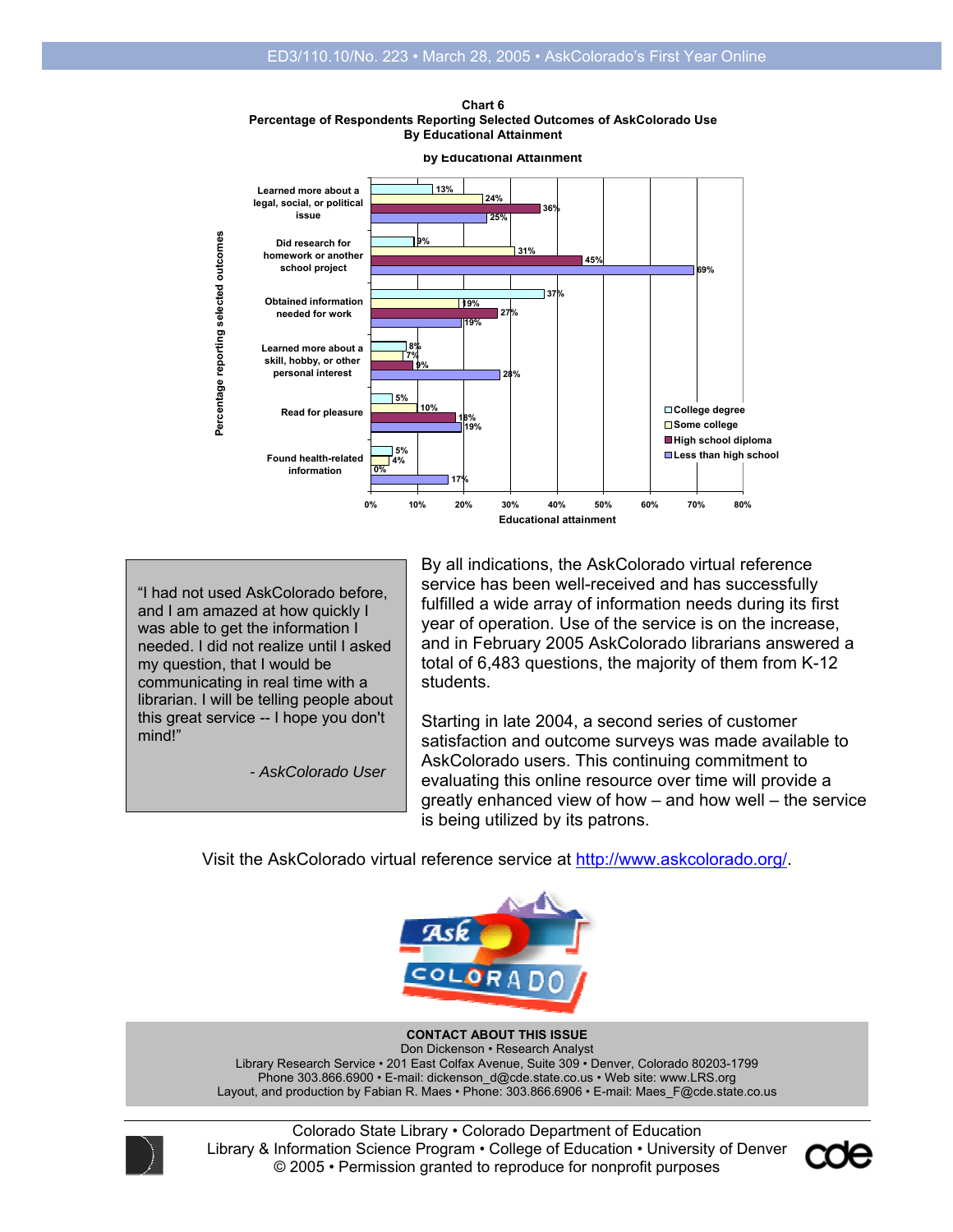Chart 6
**Percentage of Respondents Reporting Selected Outcomes of AskColorado Use By Educational Attainment**

| Outcome | College degree | Some college | High school diploma | Less than high school |
|---|---|---|---|---|
| Learned more about a legal, social, or political issue | 13% | 24% | 36% | 25% |
| Did research for homework or another school project | 9% | 31% | 45% | 69% |
| Obtained information needed for work | 37% | 19% | 27% | 19% |
| Learned more about a skill, hobby, or other personal interest | 8% | 7% | 9% | 28% |
| Read for pleasure | 5% | 10% | 18% | 19% |
| Found health-related information | 5% | 4% | 0% | 17% |

> "I had not used AskColorado before, and I am amazed at how quickly I was able to get the information I needed. I did not realize until I asked my question, that I would be communicating in real time with a librarian. I will be telling people about this great service -- I hope you don't mind!"
>
> *- AskColorado User*

By all indications, the AskColorado virtual reference service has been well-received and has successfully fulfilled a wide array of information needs during its first year of operation. Use of the service is on the increase, and in February 2005 AskColorado librarians answered a total of 6,483 questions, the majority of them from K-12 students.

Starting in late 2004, a second series of customer satisfaction and outcome surveys was made available to AskColorado users. This continuing commitment to evaluating this online resource over time will provide a greatly enhanced view of how – and how well – the service is being utilized by its patrons.

Visit the AskColorado virtual reference service at http://www.askcolorado.org/.

**CONTACT ABOUT THIS ISSUE**
Don Dickenson • Research Analyst
Library Research Service • 201 East Colfax Avenue, Suite 309 • Denver, Colorado 80203-1799
Phone 303.866.6900 • E-mail: dickenson_d@cde.state.co.us • Web site: www.LRS.org
Layout, and production by Fabian R. Maes • Phone: 303.866.6906 • E-mail: Maes_F@cde.state.co.us

Colorado State Library • Colorado Department of Education
Library & Information Science Program • College of Education • University of Denver
© 2005 • Permission granted to reproduce for nonprofit purposes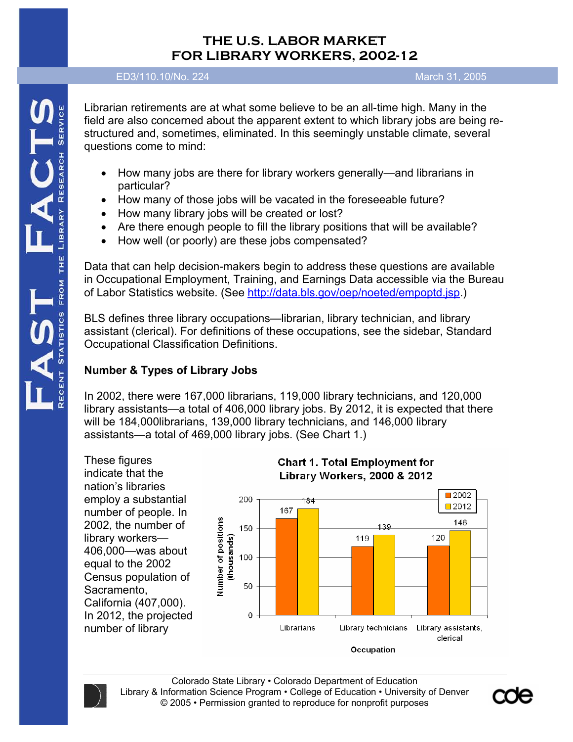# THE U.S. LABOR MARKET FOR LIBRARY WORKERS, 2002-12

ED3/110.10/No. 224 March 31, 2005

Librarian retirements are at what some believe to be an all-time high. Many in the field are also concerned about the apparent extent to which library jobs are being re-structured and, sometimes, eliminated. In this seemingly unstable climate, several questions come to mind:

- How many jobs are there for library workers generally—and librarians in particular?
- How many of those jobs will be vacated in the foreseeable future?
- How many library jobs will be created or lost?
- Are there enough people to fill the library positions that will be available?
- How well (or poorly) are these jobs compensated?

Data that can help decision-makers begin to address these questions are available in Occupational Employment, Training, and Earnings Data accessible via the Bureau of Labor Statistics website. (See http://data.bls.gov/oep/noeted/empoptd.jsp.)

BLS defines three library occupations—librarian, library technician, and library assistant (clerical). For definitions of these occupations, see the sidebar, Standard Occupational Classification Definitions.

### Number & Types of Library Jobs

In 2002, there were 167,000 librarians, 119,000 library technicians, and 120,000 library assistants—a total of 406,000 library jobs. By 2012, it is expected that there will be 184,000librarians, 139,000 library technicians, and 146,000 library assistants—a total of 469,000 library jobs. (See Chart 1.)

These figures indicate that the nation's libraries employ a substantial number of people. In 2002, the number of library workers—406,000—was about equal to the 2002 Census population of Sacramento, California (407,000). In 2012, the projected number of library

**Chart 1. Total Employment for Library Workers, 2000 & 2012**

| Occupation | 2002 | 2012 |
|---|---|---|
| Librarians | 167 | 184 |
| Library technicians | 119 | 139 |
| Library assistants, clerical | 120 | 146 |

Number of positions (thousands)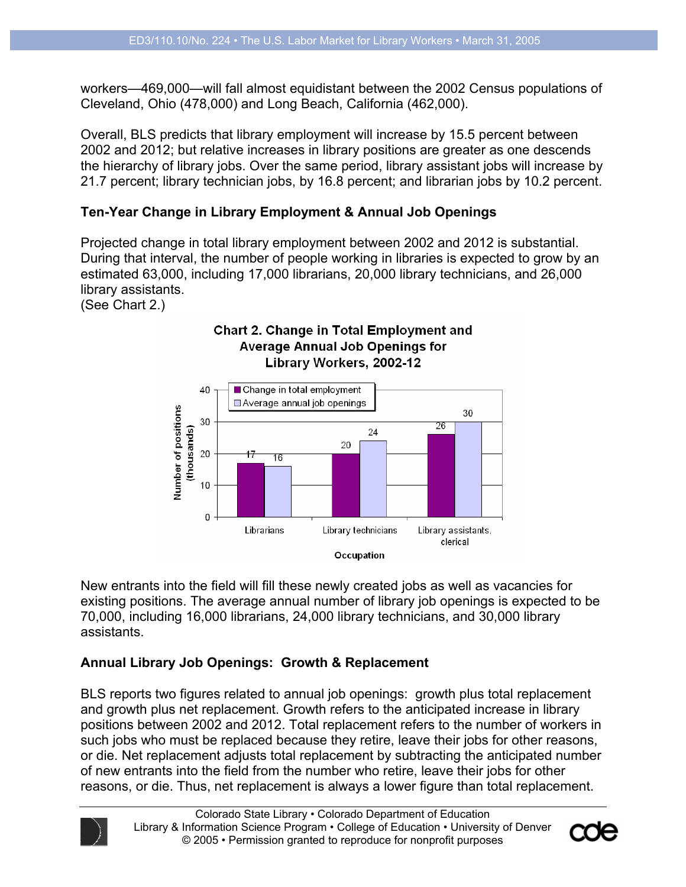workers—469,000—will fall almost equidistant between the 2002 Census populations of Cleveland, Ohio (478,000) and Long Beach, California (462,000).

Overall, BLS predicts that library employment will increase by 15.5 percent between 2002 and 2012; but relative increases in library positions are greater as one descends the hierarchy of library jobs. Over the same period, library assistant jobs will increase by 21.7 percent; library technician jobs, by 16.8 percent; and librarian jobs by 10.2 percent.

**Ten-Year Change in Library Employment & Annual Job Openings**

Projected change in total library employment between 2002 and 2012 is substantial. During that interval, the number of people working in libraries is expected to grow by an estimated 63,000, including 17,000 librarians, 20,000 library technicians, and 26,000 library assistants.
(See Chart 2.)

**Chart 2. Change in Total Employment and Average Annual Job Openings for Library Workers, 2002-12**

| Occupation | Change in total employment | Average annual job openings |
|---|---|---|
| Librarians | 17 | 16 |
| Library technicians | 20 | 24 |
| Library assistants, clerical | 26 | 30 |

Number of positions (thousands)

New entrants into the field will fill these newly created jobs as well as vacancies for existing positions. The average annual number of library job openings is expected to be 70,000, including 16,000 librarians, 24,000 library technicians, and 30,000 library assistants.

**Annual Library Job Openings: Growth & Replacement**

BLS reports two figures related to annual job openings: growth plus total replacement and growth plus net replacement. Growth refers to the anticipated increase in library positions between 2002 and 2012. Total replacement refers to the number of workers in such jobs who must be replaced because they retire, leave their jobs for other reasons, or die. Net replacement adjusts total replacement by subtracting the anticipated number of new entrants into the field from the number who retire, leave their jobs for other reasons, or die. Thus, net replacement is always a lower figure than total replacement.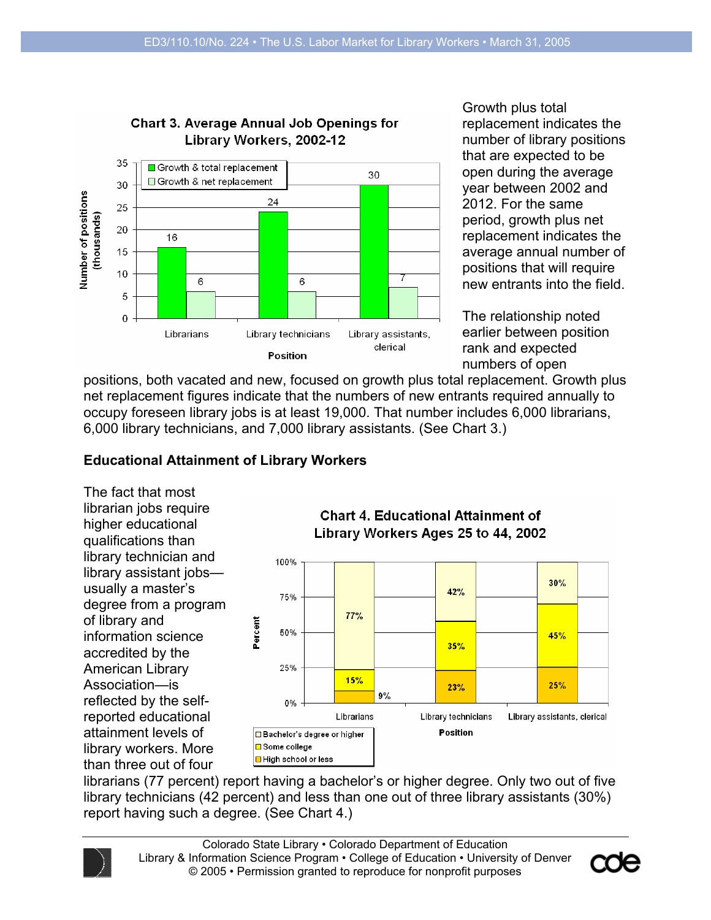**Chart 3. Average Annual Job Openings for Library Workers, 2002-12**

| Position | Growth & total replacement | Growth & net replacement |
|---|---|---|
| Librarians | 16 | 6 |
| Library technicians | 24 | 6 |
| Library assistants, clerical | 30 | 7 |

Number of positions (thousands)

Growth plus total replacement indicates the number of library positions that are expected to be open during the average year between 2002 and 2012. For the same period, growth plus net replacement indicates the average annual number of positions that will require new entrants into the field.

The relationship noted earlier between position rank and expected numbers of open positions, both vacated and new, focused on growth plus total replacement. Growth plus net replacement figures indicate that the numbers of new entrants required annually to occupy foreseen library jobs is at least 19,000. That number includes 6,000 librarians, 6,000 library technicians, and 7,000 library assistants. (See Chart 3.)

## Educational Attainment of Library Workers

**Chart 4. Educational Attainment of Library Workers Ages 25 to 44, 2002**

| Position | Bachelor's degree or higher | Some college | High school or less |
|---|---|---|---|
| Librarians | 77% | 15% | 9% |
| Library technicians | 42% | 35% | 23% |
| Library assistants, clerical | 30% | 45% | 25% |

The fact that most librarian jobs require higher educational qualifications than library technician and library assistant jobs—usually a master's degree from a program of library and information science accredited by the American Library Association—is reflected by the self-reported educational attainment levels of library workers. More than three out of four librarians (77 percent) report having a bachelor's or higher degree. Only two out of five library technicians (42 percent) and less than one out of three library assistants (30%) report having such a degree. (See Chart 4.)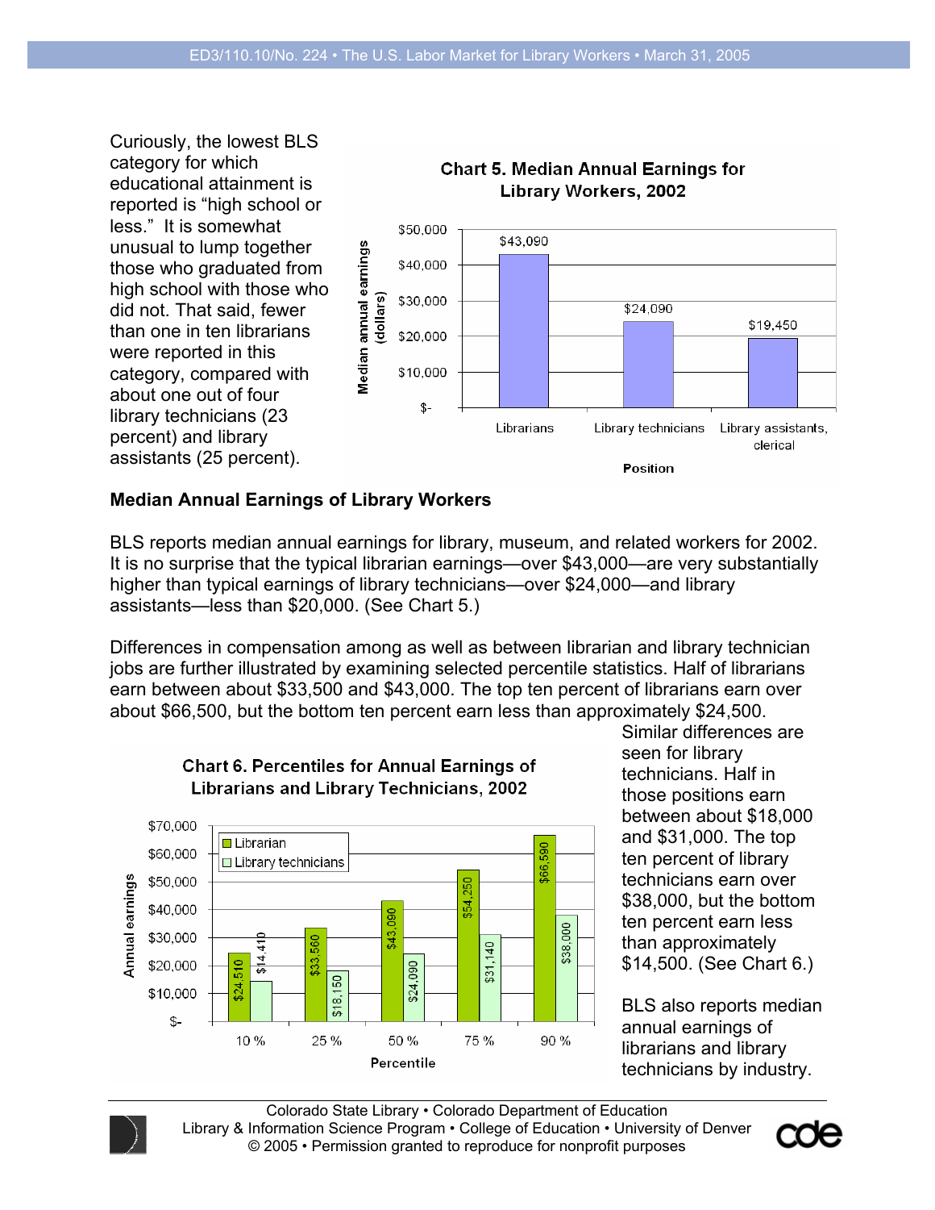Curiously, the lowest BLS category for which educational attainment is reported is "high school or less." It is somewhat unusual to lump together those who graduated from high school with those who did not. That said, fewer than one in ten librarians were reported in this category, compared with about one out of four library technicians (23 percent) and library assistants (25 percent).

**Chart 5. Median Annual Earnings for Library Workers, 2002**

| Position | Median annual earnings (dollars) |
|---|---|
| Librarians | $43,090 |
| Library technicians | $24,090 |
| Library assistants, clerical | $19,450 |

**Median Annual Earnings of Library Workers**

BLS reports median annual earnings for library, museum, and related workers for 2002. It is no surprise that the typical librarian earnings—over $43,000—are very substantially higher than typical earnings of library technicians—over $24,000—and library assistants—less than $20,000. (See Chart 5.)

Differences in compensation among as well as between librarian and library technician jobs are further illustrated by examining selected percentile statistics. Half of librarians earn between about $33,500 and $43,000. The top ten percent of librarians earn over about $66,500, but the bottom ten percent earn less than approximately $24,500.

**Chart 6. Percentiles for Annual Earnings of Librarians and Library Technicians, 2002**

| Percentile | Librarian | Library technicians |
|---|---|---|
| 10 % | $24,510 | $14,410 |
| 25 % | $33,560 | $18,150 |
| 50 % | $43,090 | $24,090 |
| 75 % | $54,250 | $31,140 |
| 90 % | $66,590 | $38,000 |

Similar differences are seen for library technicians. Half in those positions earn between about $18,000 and $31,000. The top ten percent of library technicians earn over $38,000, but the bottom ten percent earn less than approximately $14,500. (See Chart 6.)

BLS also reports median annual earnings of librarians and library technicians by industry.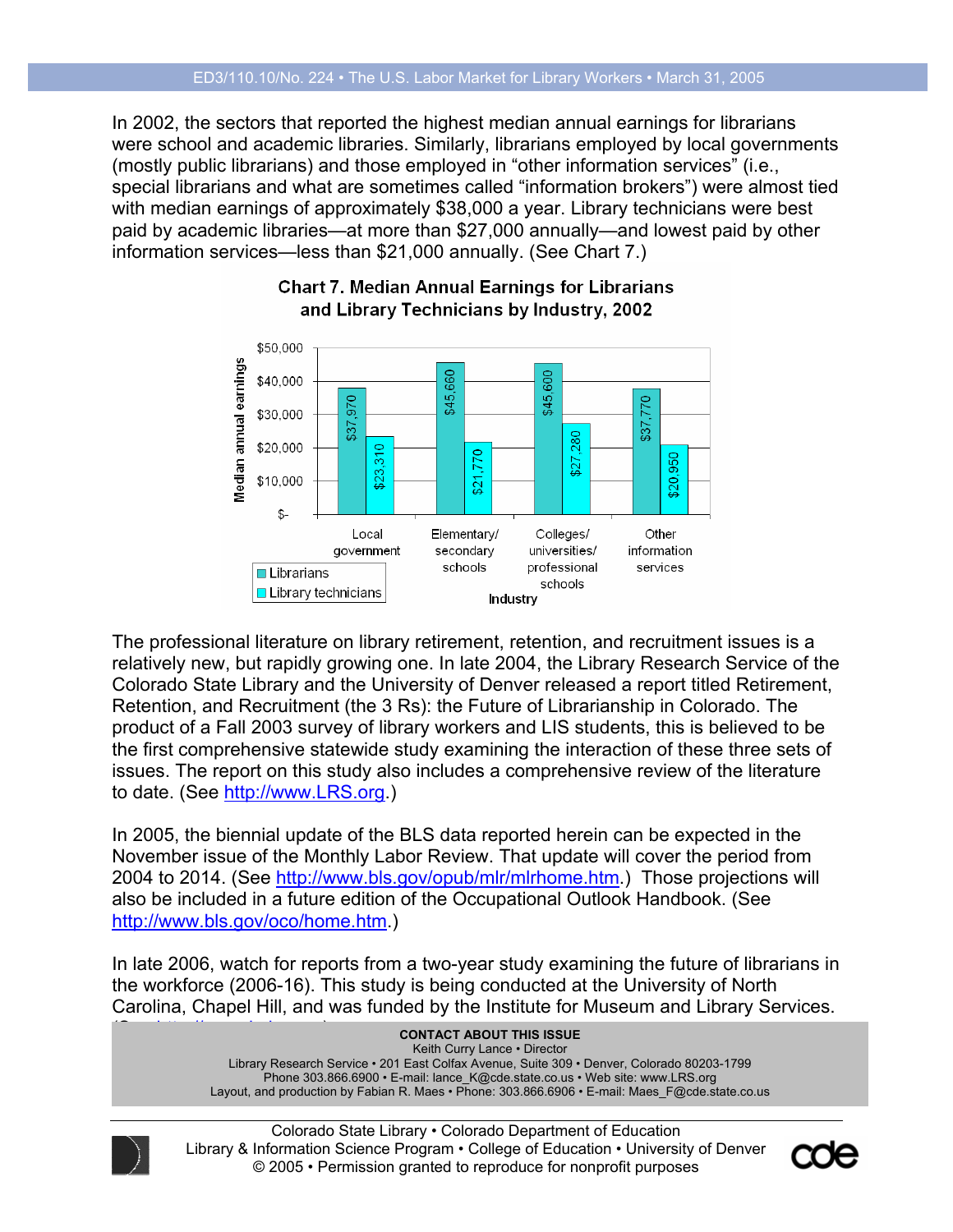In 2002, the sectors that reported the highest median annual earnings for librarians were school and academic libraries. Similarly, librarians employed by local governments (mostly public librarians) and those employed in "other information services" (i.e., special librarians and what are sometimes called "information brokers") were almost tied with median earnings of approximately $38,000 a year. Library technicians were best paid by academic libraries—at more than $27,000 annually—and lowest paid by other information services—less than $21,000 annually. (See Chart 7.)

**Chart 7. Median Annual Earnings for Librarians and Library Technicians by Industry, 2002**

Median annual earnings

$50,000
$40,000
$30,000
$20,000
$10,000
$-

$37,970
$23,310
$45,660
$21,770
$45,600
$27,280
$37,770
$20,950

Local government
Elementary/ secondary schools
Colleges/ universities/ professional schools
Other information services

Industry

Librarians
Library technicians

The professional literature on library retirement, retention, and recruitment issues is a relatively new, but rapidly growing one. In late 2004, the Library Research Service of the Colorado State Library and the University of Denver released a report titled Retirement, Retention, and Recruitment (the 3 Rs): the Future of Librarianship in Colorado. The product of a Fall 2003 survey of library workers and LIS students, this is believed to be the first comprehensive statewide study examining the interaction of these three sets of issues. The report on this study also includes a comprehensive review of the literature to date. (See http://www.LRS.org.)

In 2005, the biennial update of the BLS data reported herein can be expected in the November issue of the Monthly Labor Review. That update will cover the period from 2004 to 2014. (See http://www.bls.gov/opub/mlr/mlrhome.htm.) Those projections will also be included in a future edition of the Occupational Outlook Handbook. (See http://www.bls.gov/oco/home.htm.)

In late 2006, watch for reports from a two-year study examining the future of librarians in the workforce (2006-16). This study is being conducted at the University of North Carolina, Chapel Hill, and was funded by the Institute for Museum and Library Services.

**CONTACT ABOUT THIS ISSUE**
Keith Curry Lance • Director
Library Research Service • 201 East Colfax Avenue, Suite 309 • Denver, Colorado 80203-1799
Phone 303.866.6900 • E-mail: lance_K@cde.state.co.us • Web site: www.LRS.org
Layout, and production by Fabian R. Maes • Phone: 303.866.6906 • E-mail: Maes_F@cde.state.co.us

Colorado State Library • Colorado Department of Education
Library & Information Science Program • College of Education • University of Denver
© 2005 • Permission granted to reproduce for nonprofit purposes